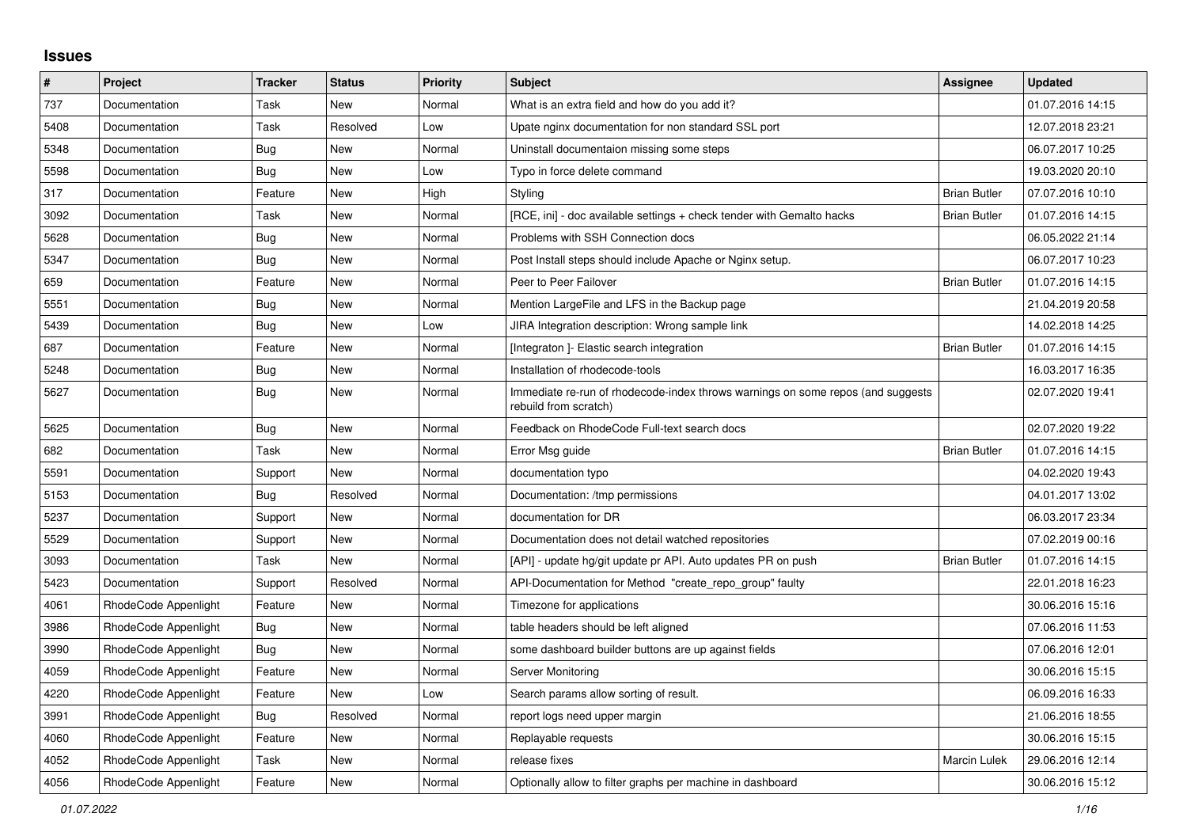## Issues

| # | Project | Tracker | Status | Priority | Subject | Assignee | Updated |
|---|---|---|---|---|---|---|---|
| 737 | Documentation | Task | New | Normal | What is an extra field and how do you add it? | | 01.07.2016 14:15 |
| 5408 | Documentation | Task | Resolved | Low | Upate nginx documentation for non standard SSL port | | 12.07.2018 23:21 |
| 5348 | Documentation | Bug | New | Normal | Uninstall documentaion missing some steps | | 06.07.2017 10:25 |
| 5598 | Documentation | Bug | New | Low | Typo in force delete command | | 19.03.2020 20:10 |
| 317 | Documentation | Feature | New | High | Styling | Brian Butler | 07.07.2016 10:10 |
| 3092 | Documentation | Task | New | Normal | [RCE, ini] - doc available settings + check tender with Gemalto hacks | Brian Butler | 01.07.2016 14:15 |
| 5628 | Documentation | Bug | New | Normal | Problems with SSH Connection docs | | 06.05.2022 21:14 |
| 5347 | Documentation | Bug | New | Normal | Post Install steps should include Apache or Nginx setup. | | 06.07.2017 10:23 |
| 659 | Documentation | Feature | New | Normal | Peer to Peer Failover | Brian Butler | 01.07.2016 14:15 |
| 5551 | Documentation | Bug | New | Normal | Mention LargeFile and LFS in the Backup page | | 21.04.2019 20:58 |
| 5439 | Documentation | Bug | New | Low | JIRA Integration description: Wrong sample link | | 14.02.2018 14:25 |
| 687 | Documentation | Feature | New | Normal | [Integraton ]- Elastic search integration | Brian Butler | 01.07.2016 14:15 |
| 5248 | Documentation | Bug | New | Normal | Installation of rhodecode-tools | | 16.03.2017 16:35 |
| 5627 | Documentation | Bug | New | Normal | Immediate re-run of rhodecode-index throws warnings on some repos (and suggests rebuild from scratch) | | 02.07.2020 19:41 |
| 5625 | Documentation | Bug | New | Normal | Feedback on RhodeCode Full-text search docs | | 02.07.2020 19:22 |
| 682 | Documentation | Task | New | Normal | Error Msg guide | Brian Butler | 01.07.2016 14:15 |
| 5591 | Documentation | Support | New | Normal | documentation typo | | 04.02.2020 19:43 |
| 5153 | Documentation | Bug | Resolved | Normal | Documentation: /tmp permissions | | 04.01.2017 13:02 |
| 5237 | Documentation | Support | New | Normal | documentation for DR | | 06.03.2017 23:34 |
| 5529 | Documentation | Support | New | Normal | Documentation does not detail watched repositories | | 07.02.2019 00:16 |
| 3093 | Documentation | Task | New | Normal | [API] - update hg/git update pr API. Auto updates PR on push | Brian Butler | 01.07.2016 14:15 |
| 5423 | Documentation | Support | Resolved | Normal | API-Documentation for Method "create_repo_group" faulty | | 22.01.2018 16:23 |
| 4061 | RhodeCode Appenlight | Feature | New | Normal | Timezone for applications | | 30.06.2016 15:16 |
| 3986 | RhodeCode Appenlight | Bug | New | Normal | table headers should be left aligned | | 07.06.2016 11:53 |
| 3990 | RhodeCode Appenlight | Bug | New | Normal | some dashboard builder buttons are up against fields | | 07.06.2016 12:01 |
| 4059 | RhodeCode Appenlight | Feature | New | Normal | Server Monitoring | | 30.06.2016 15:15 |
| 4220 | RhodeCode Appenlight | Feature | New | Low | Search params allow sorting of result. | | 06.09.2016 16:33 |
| 3991 | RhodeCode Appenlight | Bug | Resolved | Normal | report logs need upper margin | | 21.06.2016 18:55 |
| 4060 | RhodeCode Appenlight | Feature | New | Normal | Replayable requests | | 30.06.2016 15:15 |
| 4052 | RhodeCode Appenlight | Task | New | Normal | release fixes | Marcin Lulek | 29.06.2016 12:14 |
| 4056 | RhodeCode Appenlight | Feature | New | Normal | Optionally allow to filter graphs per machine in dashboard | | 30.06.2016 15:12 |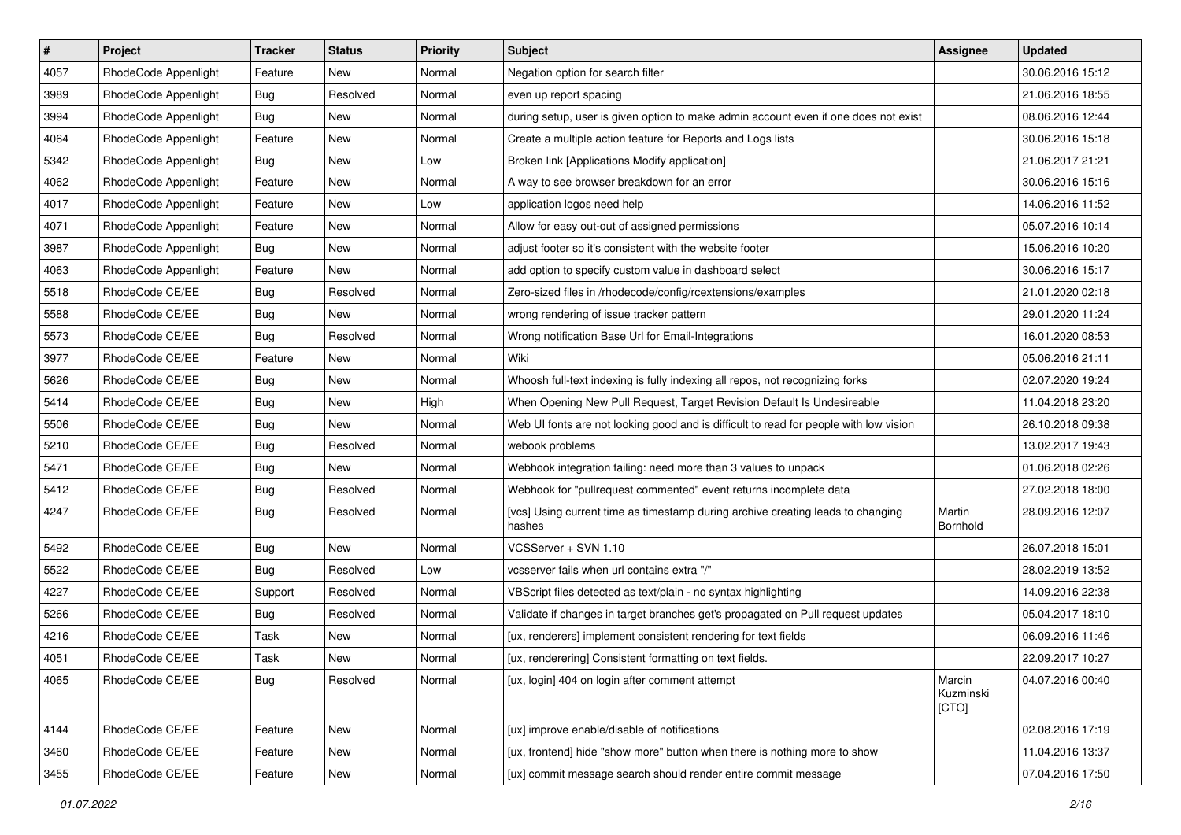| # | Project | Tracker | Status | Priority | Subject | Assignee | Updated |
|---|---|---|---|---|---|---|---|
| 4057 | RhodeCode Appenlight | Feature | New | Normal | Negation option for search filter | | 30.06.2016 15:12 |
| 3989 | RhodeCode Appenlight | Bug | Resolved | Normal | even up report spacing | | 21.06.2016 18:55 |
| 3994 | RhodeCode Appenlight | Bug | New | Normal | during setup, user is given option to make admin account even if one does not exist | | 08.06.2016 12:44 |
| 4064 | RhodeCode Appenlight | Feature | New | Normal | Create a multiple action feature for Reports and Logs lists | | 30.06.2016 15:18 |
| 5342 | RhodeCode Appenlight | Bug | New | Low | Broken link [Applications Modify application] | | 21.06.2017 21:21 |
| 4062 | RhodeCode Appenlight | Feature | New | Normal | A way to see browser breakdown for an error | | 30.06.2016 15:16 |
| 4017 | RhodeCode Appenlight | Feature | New | Low | application logos need help | | 14.06.2016 11:52 |
| 4071 | RhodeCode Appenlight | Feature | New | Normal | Allow for easy out-out of assigned permissions | | 05.07.2016 10:14 |
| 3987 | RhodeCode Appenlight | Bug | New | Normal | adjust footer so it's consistent with the website footer | | 15.06.2016 10:20 |
| 4063 | RhodeCode Appenlight | Feature | New | Normal | add option to specify custom value in dashboard select | | 30.06.2016 15:17 |
| 5518 | RhodeCode CE/EE | Bug | Resolved | Normal | Zero-sized files in /rhodecode/config/rcextensions/examples | | 21.01.2020 02:18 |
| 5588 | RhodeCode CE/EE | Bug | New | Normal | wrong rendering of issue tracker pattern | | 29.01.2020 11:24 |
| 5573 | RhodeCode CE/EE | Bug | Resolved | Normal | Wrong notification Base Url for Email-Integrations | | 16.01.2020 08:53 |
| 3977 | RhodeCode CE/EE | Feature | New | Normal | Wiki | | 05.06.2016 21:11 |
| 5626 | RhodeCode CE/EE | Bug | New | Normal | Whoosh full-text indexing is fully indexing all repos, not recognizing forks | | 02.07.2020 19:24 |
| 5414 | RhodeCode CE/EE | Bug | New | High | When Opening New Pull Request, Target Revision Default Is Undesireable | | 11.04.2018 23:20 |
| 5506 | RhodeCode CE/EE | Bug | New | Normal | Web UI fonts are not looking good and is difficult to read for people with low vision | | 26.10.2018 09:38 |
| 5210 | RhodeCode CE/EE | Bug | Resolved | Normal | webook problems | | 13.02.2017 19:43 |
| 5471 | RhodeCode CE/EE | Bug | New | Normal | Webhook integration failing: need more than 3 values to unpack | | 01.06.2018 02:26 |
| 5412 | RhodeCode CE/EE | Bug | Resolved | Normal | Webhook for "pullrequest commented" event returns incomplete data | | 27.02.2018 18:00 |
| 4247 | RhodeCode CE/EE | Bug | Resolved | Normal | [vcs] Using current time as timestamp during archive creating leads to changing hashes | Martin Bornhold | 28.09.2016 12:07 |
| 5492 | RhodeCode CE/EE | Bug | New | Normal | VCSServer + SVN 1.10 | | 26.07.2018 15:01 |
| 5522 | RhodeCode CE/EE | Bug | Resolved | Low | vcsserver fails when url contains extra "/" | | 28.02.2019 13:52 |
| 4227 | RhodeCode CE/EE | Support | Resolved | Normal | VBScript files detected as text/plain - no syntax highlighting | | 14.09.2016 22:38 |
| 5266 | RhodeCode CE/EE | Bug | Resolved | Normal | Validate if changes in target branches get's propagated on Pull request updates | | 05.04.2017 18:10 |
| 4216 | RhodeCode CE/EE | Task | New | Normal | [ux, renderers] implement consistent rendering for text fields | | 06.09.2016 11:46 |
| 4051 | RhodeCode CE/EE | Task | New | Normal | [ux, renderering] Consistent formatting on text fields. | | 22.09.2017 10:27 |
| 4065 | RhodeCode CE/EE | Bug | Resolved | Normal | [ux, login] 404 on login after comment attempt | Marcin Kuzminski [CTO] | 04.07.2016 00:40 |
| 4144 | RhodeCode CE/EE | Feature | New | Normal | [ux] improve enable/disable of notifications | | 02.08.2016 17:19 |
| 3460 | RhodeCode CE/EE | Feature | New | Normal | [ux, frontend] hide "show more" button when there is nothing more to show | | 11.04.2016 13:37 |
| 3455 | RhodeCode CE/EE | Feature | New | Normal | [ux] commit message search should render entire commit message | | 07.04.2016 17:50 |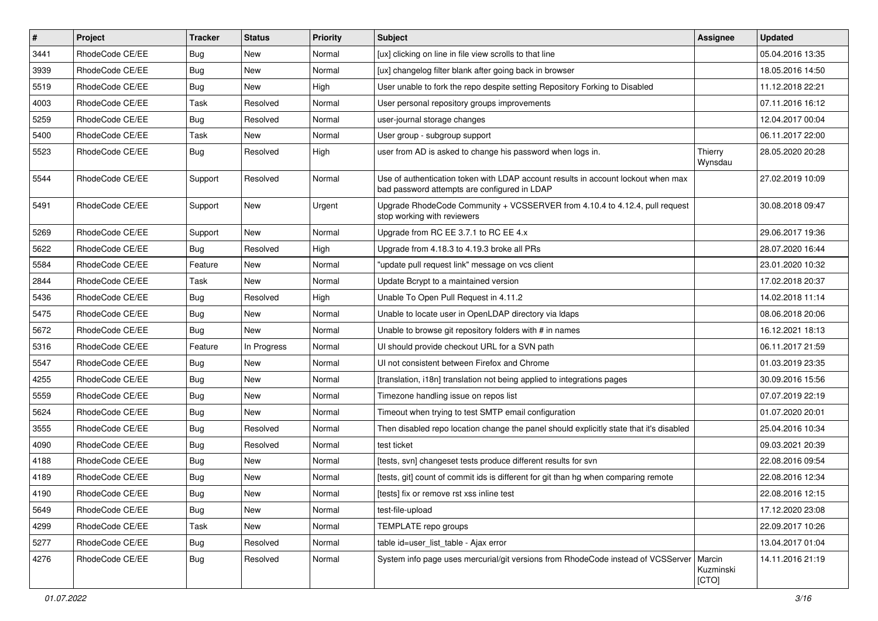| # | Project | Tracker | Status | Priority | Subject | Assignee | Updated |
|---|---|---|---|---|---|---|---|
| 3441 | RhodeCode CE/EE | Bug | New | Normal | [ux] clicking on line in file view scrolls to that line | | 05.04.2016 13:35 |
| 3939 | RhodeCode CE/EE | Bug | New | Normal | [ux] changelog filter blank after going back in browser | | 18.05.2016 14:50 |
| 5519 | RhodeCode CE/EE | Bug | New | High | User unable to fork the repo despite setting Repository Forking to Disabled | | 11.12.2018 22:21 |
| 4003 | RhodeCode CE/EE | Task | Resolved | Normal | User personal repository groups improvements | | 07.11.2016 16:12 |
| 5259 | RhodeCode CE/EE | Bug | Resolved | Normal | user-journal storage changes | | 12.04.2017 00:04 |
| 5400 | RhodeCode CE/EE | Task | New | Normal | User group - subgroup support | | 06.11.2017 22:00 |
| 5523 | RhodeCode CE/EE | Bug | Resolved | High | user from AD is asked to change his password when logs in. | Thierry Wynsdau | 28.05.2020 20:28 |
| 5544 | RhodeCode CE/EE | Support | Resolved | Normal | Use of authentication token with LDAP account results in account lockout when max bad password attempts are configured in LDAP | | 27.02.2019 10:09 |
| 5491 | RhodeCode CE/EE | Support | New | Urgent | Upgrade RhodeCode Community + VCSSERVER from 4.10.4 to 4.12.4, pull request stop working with reviewers | | 30.08.2018 09:47 |
| 5269 | RhodeCode CE/EE | Support | New | Normal | Upgrade from RC EE 3.7.1 to RC EE 4.x | | 29.06.2017 19:36 |
| 5622 | RhodeCode CE/EE | Bug | Resolved | High | Upgrade from 4.18.3 to 4.19.3 broke all PRs | | 28.07.2020 16:44 |
| 5584 | RhodeCode CE/EE | Feature | New | Normal | "update pull request link" message on vcs client | | 23.01.2020 10:32 |
| 2844 | RhodeCode CE/EE | Task | New | Normal | Update Bcrypt to a maintained version | | 17.02.2018 20:37 |
| 5436 | RhodeCode CE/EE | Bug | Resolved | High | Unable To Open Pull Request in 4.11.2 | | 14.02.2018 11:14 |
| 5475 | RhodeCode CE/EE | Bug | New | Normal | Unable to locate user in OpenLDAP directory via ldaps | | 08.06.2018 20:06 |
| 5672 | RhodeCode CE/EE | Bug | New | Normal | Unable to browse git repository folders with # in names | | 16.12.2021 18:13 |
| 5316 | RhodeCode CE/EE | Feature | In Progress | Normal | UI should provide checkout URL for a SVN path | | 06.11.2017 21:59 |
| 5547 | RhodeCode CE/EE | Bug | New | Normal | UI not consistent between Firefox and Chrome | | 01.03.2019 23:35 |
| 4255 | RhodeCode CE/EE | Bug | New | Normal | [translation, i18n] translation not being applied to integrations pages | | 30.09.2016 15:56 |
| 5559 | RhodeCode CE/EE | Bug | New | Normal | Timezone handling issue on repos list | | 07.07.2019 22:19 |
| 5624 | RhodeCode CE/EE | Bug | New | Normal | Timeout when trying to test SMTP email configuration | | 01.07.2020 20:01 |
| 3555 | RhodeCode CE/EE | Bug | Resolved | Normal | Then disabled repo location change the panel should explicitly state that it's disabled | | 25.04.2016 10:34 |
| 4090 | RhodeCode CE/EE | Bug | Resolved | Normal | test ticket | | 09.03.2021 20:39 |
| 4188 | RhodeCode CE/EE | Bug | New | Normal | [tests, svn] changeset tests produce different results for svn | | 22.08.2016 09:54 |
| 4189 | RhodeCode CE/EE | Bug | New | Normal | [tests, git] count of commit ids is different for git than hg when comparing remote | | 22.08.2016 12:34 |
| 4190 | RhodeCode CE/EE | Bug | New | Normal | [tests] fix or remove rst xss inline test | | 22.08.2016 12:15 |
| 5649 | RhodeCode CE/EE | Bug | New | Normal | test-file-upload | | 17.12.2020 23:08 |
| 4299 | RhodeCode CE/EE | Task | New | Normal | TEMPLATE repo groups | | 22.09.2017 10:26 |
| 5277 | RhodeCode CE/EE | Bug | Resolved | Normal | table id=user_list_table - Ajax error | | 13.04.2017 01:04 |
| 4276 | RhodeCode CE/EE | Bug | Resolved | Normal | System info page uses mercurial/git versions from RhodeCode instead of VCSServer | Marcin Kuzminski [CTO] | 14.11.2016 21:19 |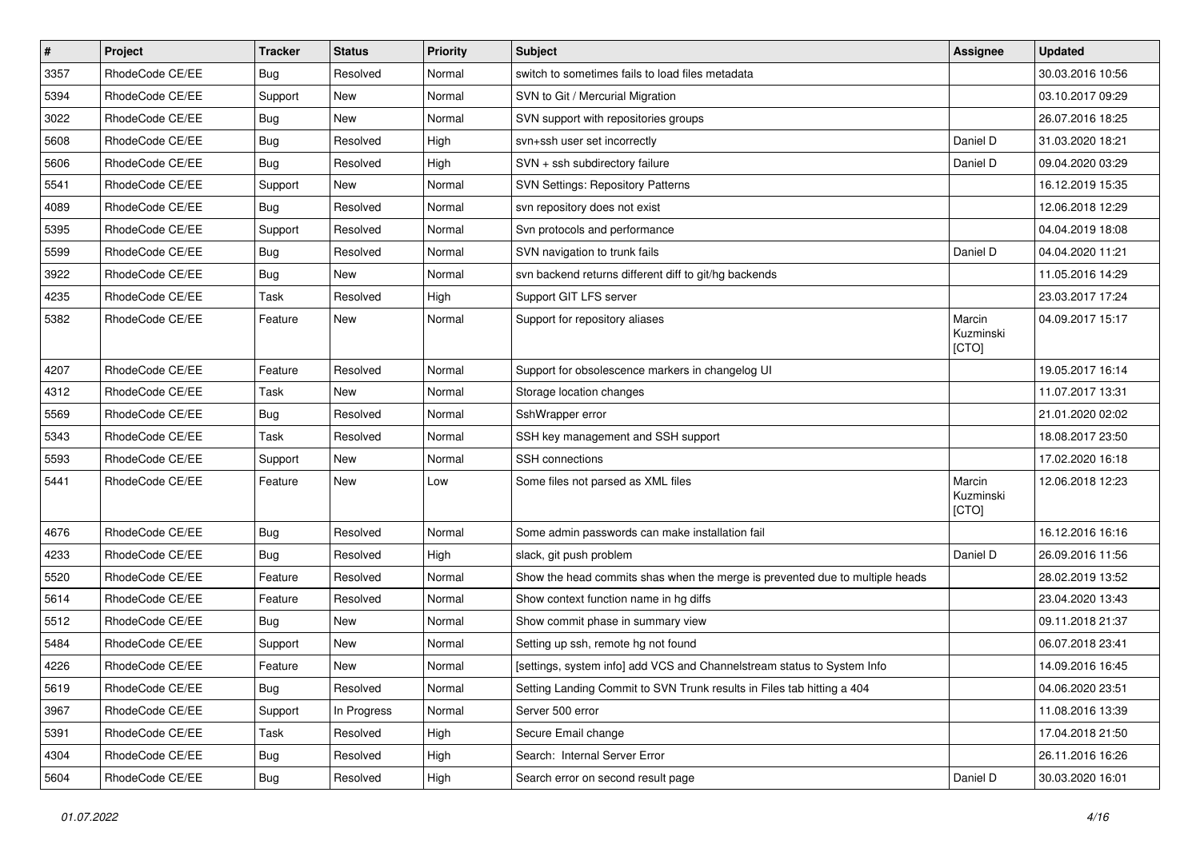| # | Project | Tracker | Status | Priority | Subject | Assignee | Updated |
|---|---|---|---|---|---|---|---|
| 3357 | RhodeCode CE/EE | Bug | Resolved | Normal | switch to sometimes fails to load files metadata | | 30.03.2016 10:56 |
| 5394 | RhodeCode CE/EE | Support | New | Normal | SVN to Git / Mercurial Migration | | 03.10.2017 09:29 |
| 3022 | RhodeCode CE/EE | Bug | New | Normal | SVN support with repositories groups | | 26.07.2016 18:25 |
| 5608 | RhodeCode CE/EE | Bug | Resolved | High | svn+ssh user set incorrectly | Daniel D | 31.03.2020 18:21 |
| 5606 | RhodeCode CE/EE | Bug | Resolved | High | SVN + ssh subdirectory failure | Daniel D | 09.04.2020 03:29 |
| 5541 | RhodeCode CE/EE | Support | New | Normal | SVN Settings: Repository Patterns | | 16.12.2019 15:35 |
| 4089 | RhodeCode CE/EE | Bug | Resolved | Normal | svn repository does not exist | | 12.06.2018 12:29 |
| 5395 | RhodeCode CE/EE | Support | Resolved | Normal | Svn protocols and performance | | 04.04.2019 18:08 |
| 5599 | RhodeCode CE/EE | Bug | Resolved | Normal | SVN navigation to trunk fails | Daniel D | 04.04.2020 11:21 |
| 3922 | RhodeCode CE/EE | Bug | New | Normal | svn backend returns different diff to git/hg backends | | 11.05.2016 14:29 |
| 4235 | RhodeCode CE/EE | Task | Resolved | High | Support GIT LFS server | | 23.03.2017 17:24 |
| 5382 | RhodeCode CE/EE | Feature | New | Normal | Support for repository aliases | Marcin Kuzminski [CTO] | 04.09.2017 15:17 |
| 4207 | RhodeCode CE/EE | Feature | Resolved | Normal | Support for obsolescence markers in changelog UI | | 19.05.2017 16:14 |
| 4312 | RhodeCode CE/EE | Task | New | Normal | Storage location changes | | 11.07.2017 13:31 |
| 5569 | RhodeCode CE/EE | Bug | Resolved | Normal | SshWrapper error | | 21.01.2020 02:02 |
| 5343 | RhodeCode CE/EE | Task | Resolved | Normal | SSH key management and SSH support | | 18.08.2017 23:50 |
| 5593 | RhodeCode CE/EE | Support | New | Normal | SSH connections | | 17.02.2020 16:18 |
| 5441 | RhodeCode CE/EE | Feature | New | Low | Some files not parsed as XML files | Marcin Kuzminski [CTO] | 12.06.2018 12:23 |
| 4676 | RhodeCode CE/EE | Bug | Resolved | Normal | Some admin passwords can make installation fail | | 16.12.2016 16:16 |
| 4233 | RhodeCode CE/EE | Bug | Resolved | High | slack, git push problem | Daniel D | 26.09.2016 11:56 |
| 5520 | RhodeCode CE/EE | Feature | Resolved | Normal | Show the head commits shas when the merge is prevented due to multiple heads | | 28.02.2019 13:52 |
| 5614 | RhodeCode CE/EE | Feature | Resolved | Normal | Show context function name in hg diffs | | 23.04.2020 13:43 |
| 5512 | RhodeCode CE/EE | Bug | New | Normal | Show commit phase in summary view | | 09.11.2018 21:37 |
| 5484 | RhodeCode CE/EE | Support | New | Normal | Setting up ssh, remote hg not found | | 06.07.2018 23:41 |
| 4226 | RhodeCode CE/EE | Feature | New | Normal | [settings, system info] add VCS and Channelstream status to System Info | | 14.09.2016 16:45 |
| 5619 | RhodeCode CE/EE | Bug | Resolved | Normal | Setting Landing Commit to SVN Trunk results in Files tab hitting a 404 | | 04.06.2020 23:51 |
| 3967 | RhodeCode CE/EE | Support | In Progress | Normal | Server 500 error | | 11.08.2016 13:39 |
| 5391 | RhodeCode CE/EE | Task | Resolved | High | Secure Email change | | 17.04.2018 21:50 |
| 4304 | RhodeCode CE/EE | Bug | Resolved | High | Search: Internal Server Error | | 26.11.2016 16:26 |
| 5604 | RhodeCode CE/EE | Bug | Resolved | High | Search error on second result page | Daniel D | 30.03.2020 16:01 |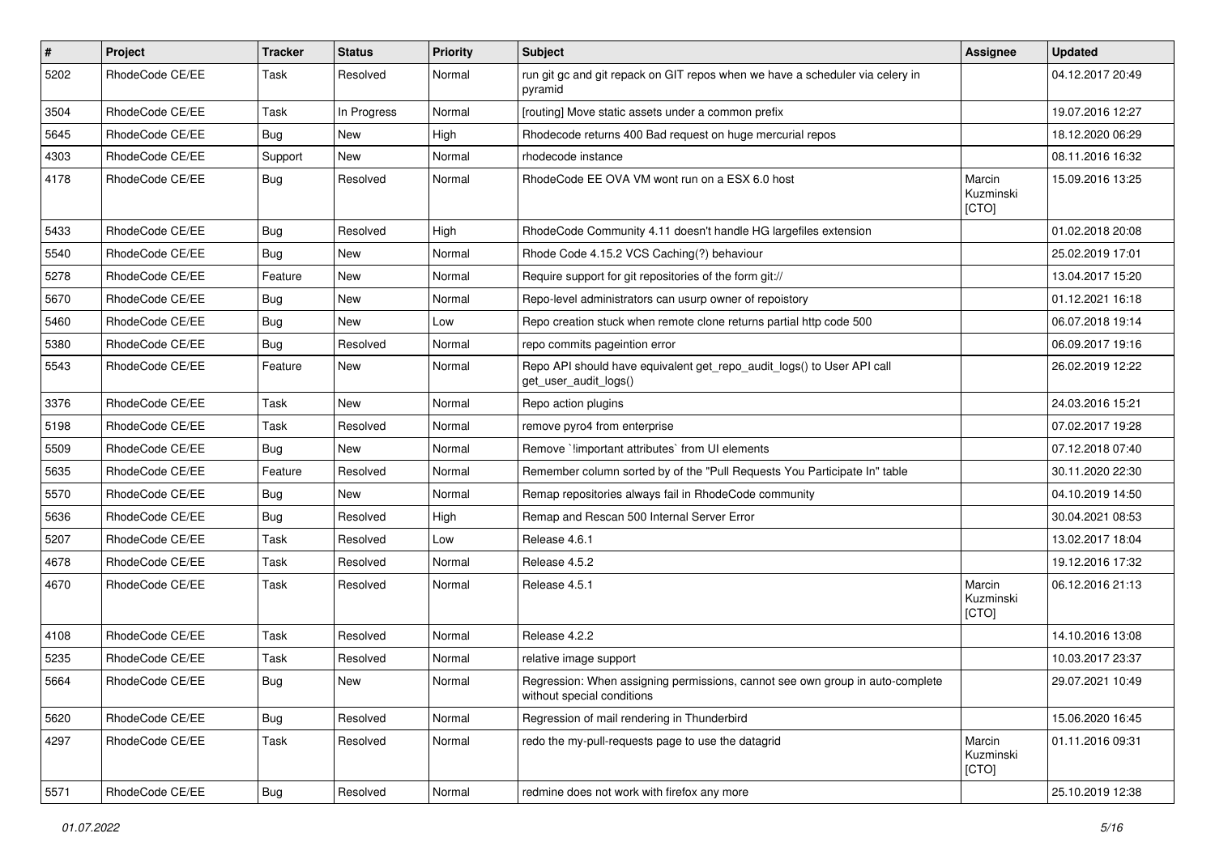| # | Project | Tracker | Status | Priority | Subject | Assignee | Updated |
|---|---|---|---|---|---|---|---|
| 5202 | RhodeCode CE/EE | Task | Resolved | Normal | run git gc and git repack on GIT repos when we have a scheduler via celery in pyramid | | 04.12.2017 20:49 |
| 3504 | RhodeCode CE/EE | Task | In Progress | Normal | [routing] Move static assets under a common prefix | | 19.07.2016 12:27 |
| 5645 | RhodeCode CE/EE | Bug | New | High | Rhodecode returns 400 Bad request on huge mercurial repos | | 18.12.2020 06:29 |
| 4303 | RhodeCode CE/EE | Support | New | Normal | rhodecode instance | | 08.11.2016 16:32 |
| 4178 | RhodeCode CE/EE | Bug | Resolved | Normal | RhodeCode EE OVA VM wont run on a ESX 6.0 host | Marcin Kuzminski [CTO] | 15.09.2016 13:25 |
| 5433 | RhodeCode CE/EE | Bug | Resolved | High | RhodeCode Community 4.11 doesn't handle HG largefiles extension | | 01.02.2018 20:08 |
| 5540 | RhodeCode CE/EE | Bug | New | Normal | Rhode Code 4.15.2 VCS Caching(?) behaviour | | 25.02.2019 17:01 |
| 5278 | RhodeCode CE/EE | Feature | New | Normal | Require support for git repositories of the form git:// | | 13.04.2017 15:20 |
| 5670 | RhodeCode CE/EE | Bug | New | Normal | Repo-level administrators can usurp owner of repoistory | | 01.12.2021 16:18 |
| 5460 | RhodeCode CE/EE | Bug | New | Low | Repo creation stuck when remote clone returns partial http code 500 | | 06.07.2018 19:14 |
| 5380 | RhodeCode CE/EE | Bug | Resolved | Normal | repo commits pageintion error | | 06.09.2017 19:16 |
| 5543 | RhodeCode CE/EE | Feature | New | Normal | Repo API should have equivalent get_repo_audit_logs() to User API call get_user_audit_logs() | | 26.02.2019 12:22 |
| 3376 | RhodeCode CE/EE | Task | New | Normal | Repo action plugins | | 24.03.2016 15:21 |
| 5198 | RhodeCode CE/EE | Task | Resolved | Normal | remove pyro4 from enterprise | | 07.02.2017 19:28 |
| 5509 | RhodeCode CE/EE | Bug | New | Normal | Remove `!important attributes` from UI elements | | 07.12.2018 07:40 |
| 5635 | RhodeCode CE/EE | Feature | Resolved | Normal | Remember column sorted by of the "Pull Requests You Participate In" table | | 30.11.2020 22:30 |
| 5570 | RhodeCode CE/EE | Bug | New | Normal | Remap repositories always fail in RhodeCode community | | 04.10.2019 14:50 |
| 5636 | RhodeCode CE/EE | Bug | Resolved | High | Remap and Rescan 500 Internal Server Error | | 30.04.2021 08:53 |
| 5207 | RhodeCode CE/EE | Task | Resolved | Low | Release 4.6.1 | | 13.02.2017 18:04 |
| 4678 | RhodeCode CE/EE | Task | Resolved | Normal | Release 4.5.2 | | 19.12.2016 17:32 |
| 4670 | RhodeCode CE/EE | Task | Resolved | Normal | Release 4.5.1 | Marcin Kuzminski [CTO] | 06.12.2016 21:13 |
| 4108 | RhodeCode CE/EE | Task | Resolved | Normal | Release 4.2.2 | | 14.10.2016 13:08 |
| 5235 | RhodeCode CE/EE | Task | Resolved | Normal | relative image support | | 10.03.2017 23:37 |
| 5664 | RhodeCode CE/EE | Bug | New | Normal | Regression: When assigning permissions, cannot see own group in auto-complete without special conditions | | 29.07.2021 10:49 |
| 5620 | RhodeCode CE/EE | Bug | Resolved | Normal | Regression of mail rendering in Thunderbird | | 15.06.2020 16:45 |
| 4297 | RhodeCode CE/EE | Task | Resolved | Normal | redo the my-pull-requests page to use the datagrid | Marcin Kuzminski [CTO] | 01.11.2016 09:31 |
| 5571 | RhodeCode CE/EE | Bug | Resolved | Normal | redmine does not work with firefox any more | | 25.10.2019 12:38 |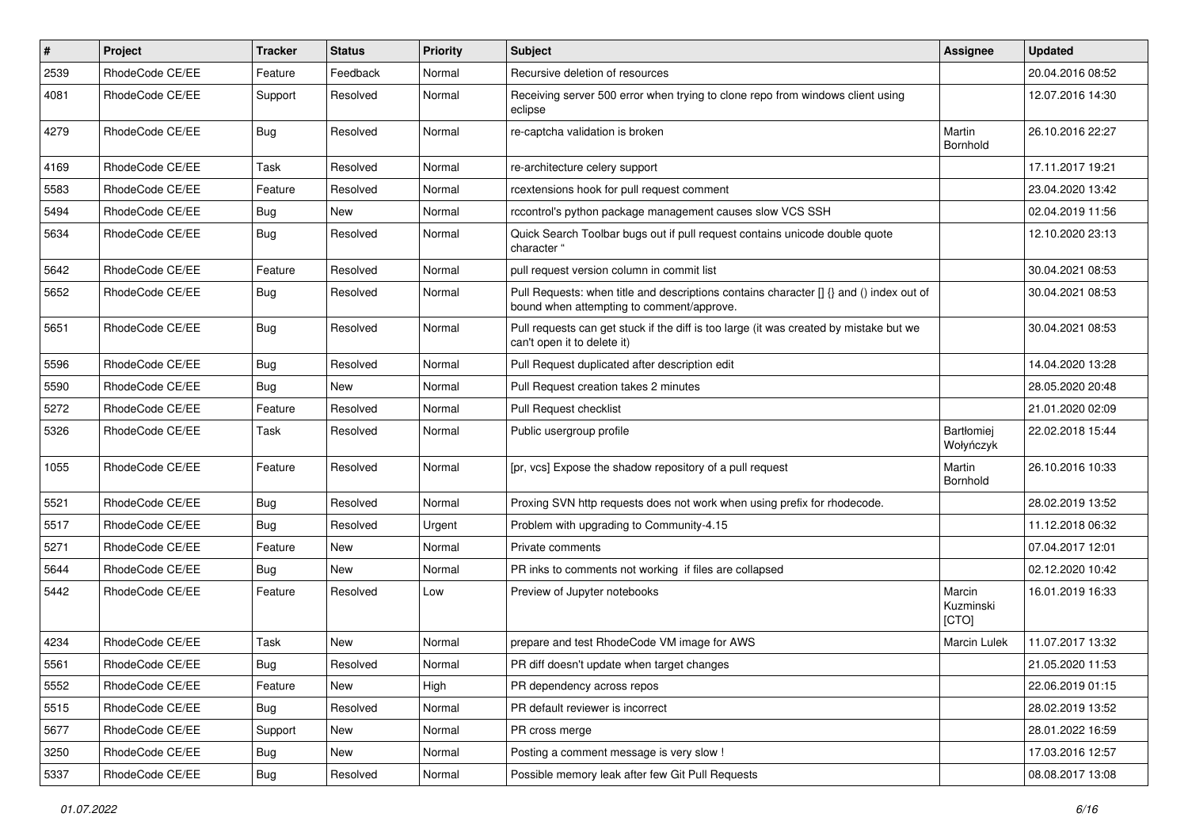| # | Project | Tracker | Status | Priority | Subject | Assignee | Updated |
|---|---|---|---|---|---|---|---|
| 2539 | RhodeCode CE/EE | Feature | Feedback | Normal | Recursive deletion of resources | | 20.04.2016 08:52 |
| 4081 | RhodeCode CE/EE | Support | Resolved | Normal | Receiving server 500 error when trying to clone repo from windows client using eclipse | | 12.07.2016 14:30 |
| 4279 | RhodeCode CE/EE | Bug | Resolved | Normal | re-captcha validation is broken | Martin Bornhold | 26.10.2016 22:27 |
| 4169 | RhodeCode CE/EE | Task | Resolved | Normal | re-architecture celery support | | 17.11.2017 19:21 |
| 5583 | RhodeCode CE/EE | Feature | Resolved | Normal | rcextensions hook for pull request comment | | 23.04.2020 13:42 |
| 5494 | RhodeCode CE/EE | Bug | New | Normal | rccontrol's python package management causes slow VCS SSH | | 02.04.2019 11:56 |
| 5634 | RhodeCode CE/EE | Bug | Resolved | Normal | Quick Search Toolbar bugs out if pull request contains unicode double quote character " | | 12.10.2020 23:13 |
| 5642 | RhodeCode CE/EE | Feature | Resolved | Normal | pull request version column in commit list | | 30.04.2021 08:53 |
| 5652 | RhodeCode CE/EE | Bug | Resolved | Normal | Pull Requests: when title and descriptions contains character [] {} and () index out of bound when attempting to comment/approve. | | 30.04.2021 08:53 |
| 5651 | RhodeCode CE/EE | Bug | Resolved | Normal | Pull requests can get stuck if the diff is too large (it was created by mistake but we can't open it to delete it) | | 30.04.2021 08:53 |
| 5596 | RhodeCode CE/EE | Bug | Resolved | Normal | Pull Request duplicated after description edit | | 14.04.2020 13:28 |
| 5590 | RhodeCode CE/EE | Bug | New | Normal | Pull Request creation takes 2 minutes | | 28.05.2020 20:48 |
| 5272 | RhodeCode CE/EE | Feature | Resolved | Normal | Pull Request checklist | | 21.01.2020 02:09 |
| 5326 | RhodeCode CE/EE | Task | Resolved | Normal | Public usergroup profile | Bartłomiej Wołyńczyk | 22.02.2018 15:44 |
| 1055 | RhodeCode CE/EE | Feature | Resolved | Normal | [pr, vcs] Expose the shadow repository of a pull request | Martin Bornhold | 26.10.2016 10:33 |
| 5521 | RhodeCode CE/EE | Bug | Resolved | Normal | Proxing SVN http requests does not work when using prefix for rhodecode. | | 28.02.2019 13:52 |
| 5517 | RhodeCode CE/EE | Bug | Resolved | Urgent | Problem with upgrading to Community-4.15 | | 11.12.2018 06:32 |
| 5271 | RhodeCode CE/EE | Feature | New | Normal | Private comments | | 07.04.2017 12:01 |
| 5644 | RhodeCode CE/EE | Bug | New | Normal | PR inks to comments not working if files are collapsed | | 02.12.2020 10:42 |
| 5442 | RhodeCode CE/EE | Feature | Resolved | Low | Preview of Jupyter notebooks | Marcin Kuzminski [CTO] | 16.01.2019 16:33 |
| 4234 | RhodeCode CE/EE | Task | New | Normal | prepare and test RhodeCode VM image for AWS | Marcin Lulek | 11.07.2017 13:32 |
| 5561 | RhodeCode CE/EE | Bug | Resolved | Normal | PR diff doesn't update when target changes | | 21.05.2020 11:53 |
| 5552 | RhodeCode CE/EE | Feature | New | High | PR dependency across repos | | 22.06.2019 01:15 |
| 5515 | RhodeCode CE/EE | Bug | Resolved | Normal | PR default reviewer is incorrect | | 28.02.2019 13:52 |
| 5677 | RhodeCode CE/EE | Support | New | Normal | PR cross merge | | 28.01.2022 16:59 |
| 3250 | RhodeCode CE/EE | Bug | New | Normal | Posting a comment message is very slow ! | | 17.03.2016 12:57 |
| 5337 | RhodeCode CE/EE | Bug | Resolved | Normal | Possible memory leak after few Git Pull Requests | | 08.08.2017 13:08 |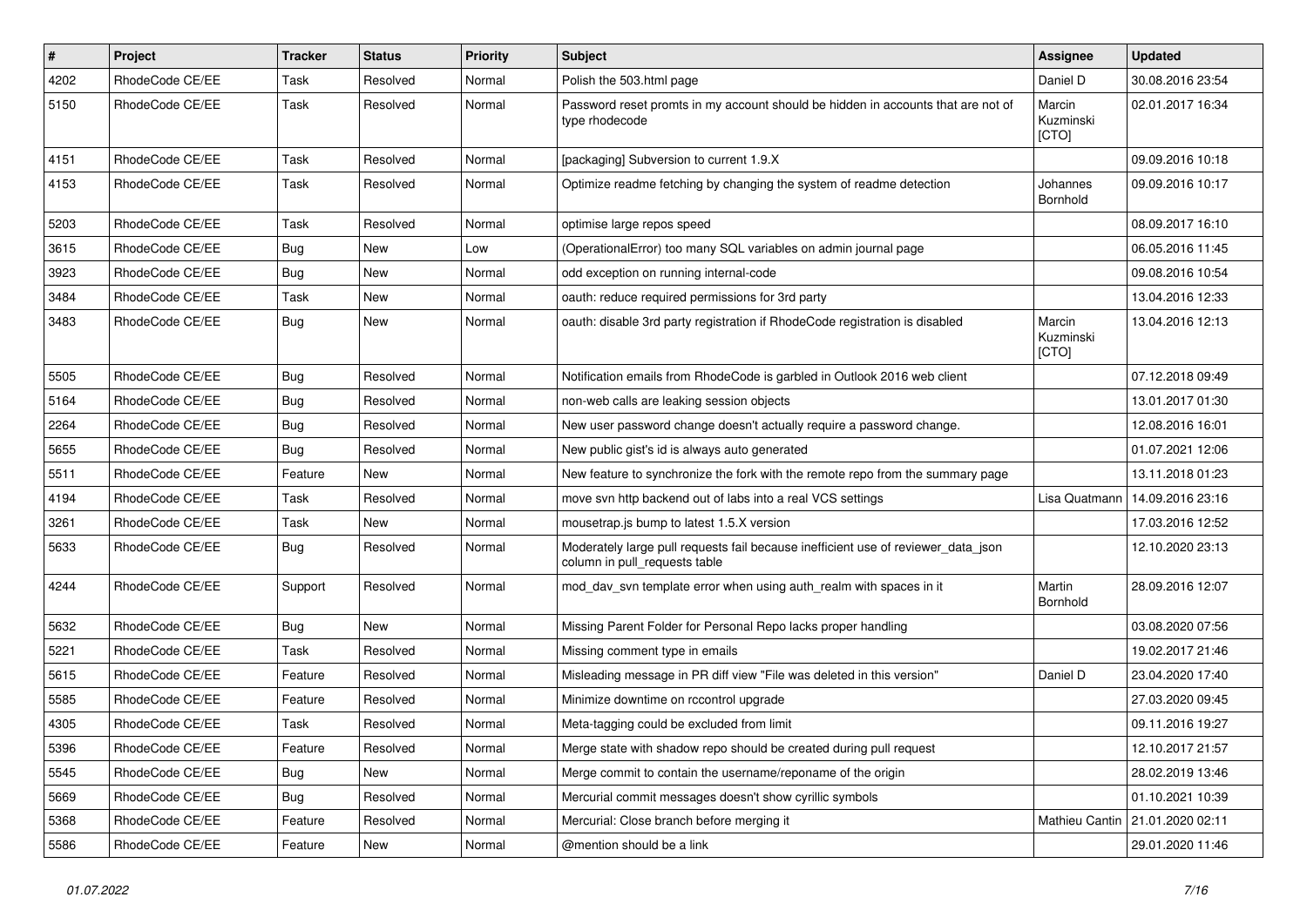| # | Project | Tracker | Status | Priority | Subject | Assignee | Updated |
|---|---|---|---|---|---|---|---|
| 4202 | RhodeCode CE/EE | Task | Resolved | Normal | Polish the 503.html page | Daniel D | 30.08.2016 23:54 |
| 5150 | RhodeCode CE/EE | Task | Resolved | Normal | Password reset promts in my account should be hidden in accounts that are not of type rhodecode | Marcin Kuzminski [CTO] | 02.01.2017 16:34 |
| 4151 | RhodeCode CE/EE | Task | Resolved | Normal | [packaging] Subversion to current 1.9.X | | 09.09.2016 10:18 |
| 4153 | RhodeCode CE/EE | Task | Resolved | Normal | Optimize readme fetching by changing the system of readme detection | Johannes Bornhold | 09.09.2016 10:17 |
| 5203 | RhodeCode CE/EE | Task | Resolved | Normal | optimise large repos speed | | 08.09.2017 16:10 |
| 3615 | RhodeCode CE/EE | Bug | New | Low | (OperationalError) too many SQL variables on admin journal page | | 06.05.2016 11:45 |
| 3923 | RhodeCode CE/EE | Bug | New | Normal | odd exception on running internal-code | | 09.08.2016 10:54 |
| 3484 | RhodeCode CE/EE | Task | New | Normal | oauth: reduce required permissions for 3rd party | | 13.04.2016 12:33 |
| 3483 | RhodeCode CE/EE | Bug | New | Normal | oauth: disable 3rd party registration if RhodeCode registration is disabled | Marcin Kuzminski [CTO] | 13.04.2016 12:13 |
| 5505 | RhodeCode CE/EE | Bug | Resolved | Normal | Notification emails from RhodeCode is garbled in Outlook 2016 web client | | 07.12.2018 09:49 |
| 5164 | RhodeCode CE/EE | Bug | Resolved | Normal | non-web calls are leaking session objects | | 13.01.2017 01:30 |
| 2264 | RhodeCode CE/EE | Bug | Resolved | Normal | New user password change doesn't actually require a password change. | | 12.08.2016 16:01 |
| 5655 | RhodeCode CE/EE | Bug | Resolved | Normal | New public gist's id is always auto generated | | 01.07.2021 12:06 |
| 5511 | RhodeCode CE/EE | Feature | New | Normal | New feature to synchronize the fork with the remote repo from the summary page | | 13.11.2018 01:23 |
| 4194 | RhodeCode CE/EE | Task | Resolved | Normal | move svn http backend out of labs into a real VCS settings | Lisa Quatmann | 14.09.2016 23:16 |
| 3261 | RhodeCode CE/EE | Task | New | Normal | mousetrap.js bump to latest 1.5.X version | | 17.03.2016 12:52 |
| 5633 | RhodeCode CE/EE | Bug | Resolved | Normal | Moderately large pull requests fail because inefficient use of reviewer_data_json column in pull_requests table | | 12.10.2020 23:13 |
| 4244 | RhodeCode CE/EE | Support | Resolved | Normal | mod_dav_svn template error when using auth_realm with spaces in it | Martin Bornhold | 28.09.2016 12:07 |
| 5632 | RhodeCode CE/EE | Bug | New | Normal | Missing Parent Folder for Personal Repo lacks proper handling | | 03.08.2020 07:56 |
| 5221 | RhodeCode CE/EE | Task | Resolved | Normal | Missing comment type in emails | | 19.02.2017 21:46 |
| 5615 | RhodeCode CE/EE | Feature | Resolved | Normal | Misleading message in PR diff view "File was deleted in this version" | Daniel D | 23.04.2020 17:40 |
| 5585 | RhodeCode CE/EE | Feature | Resolved | Normal | Minimize downtime on rccontrol upgrade | | 27.03.2020 09:45 |
| 4305 | RhodeCode CE/EE | Task | Resolved | Normal | Meta-tagging could be excluded from limit | | 09.11.2016 19:27 |
| 5396 | RhodeCode CE/EE | Feature | Resolved | Normal | Merge state with shadow repo should be created during pull request | | 12.10.2017 21:57 |
| 5545 | RhodeCode CE/EE | Bug | New | Normal | Merge commit to contain the username/reponame of the origin | | 28.02.2019 13:46 |
| 5669 | RhodeCode CE/EE | Bug | Resolved | Normal | Mercurial commit messages doesn't show cyrillic symbols | | 01.10.2021 10:39 |
| 5368 | RhodeCode CE/EE | Feature | Resolved | Normal | Mercurial: Close branch before merging it | Mathieu Cantin | 21.01.2020 02:11 |
| 5586 | RhodeCode CE/EE | Feature | New | Normal | @mention should be a link | | 29.01.2020 11:46 |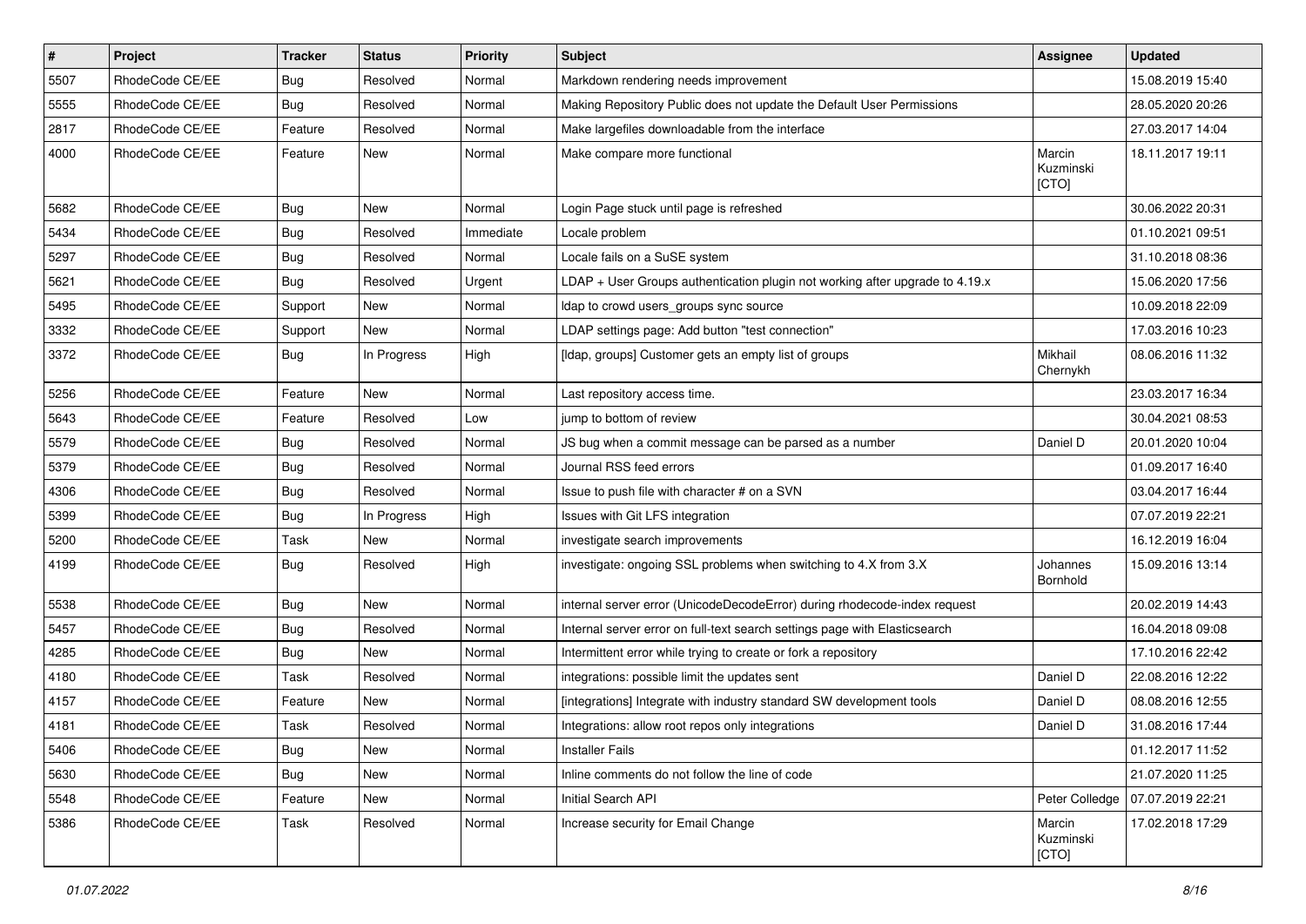| # | Project | Tracker | Status | Priority | Subject | Assignee | Updated |
|---|---|---|---|---|---|---|---|
| 5507 | RhodeCode CE/EE | Bug | Resolved | Normal | Markdown rendering needs improvement | | 15.08.2019 15:40 |
| 5555 | RhodeCode CE/EE | Bug | Resolved | Normal | Making Repository Public does not update the Default User Permissions | | 28.05.2020 20:26 |
| 2817 | RhodeCode CE/EE | Feature | Resolved | Normal | Make largefiles downloadable from the interface | | 27.03.2017 14:04 |
| 4000 | RhodeCode CE/EE | Feature | New | Normal | Make compare more functional | Marcin Kuzminski [CTO] | 18.11.2017 19:11 |
| 5682 | RhodeCode CE/EE | Bug | New | Normal | Login Page stuck until page is refreshed | | 30.06.2022 20:31 |
| 5434 | RhodeCode CE/EE | Bug | Resolved | Immediate | Locale problem | | 01.10.2021 09:51 |
| 5297 | RhodeCode CE/EE | Bug | Resolved | Normal | Locale fails on a SuSE system | | 31.10.2018 08:36 |
| 5621 | RhodeCode CE/EE | Bug | Resolved | Urgent | LDAP + User Groups authentication plugin not working after upgrade to 4.19.x | | 15.06.2020 17:56 |
| 5495 | RhodeCode CE/EE | Support | New | Normal | ldap to crowd users_groups sync source | | 10.09.2018 22:09 |
| 3332 | RhodeCode CE/EE | Support | New | Normal | LDAP settings page: Add button "test connection" | | 17.03.2016 10:23 |
| 3372 | RhodeCode CE/EE | Bug | In Progress | High | [ldap, groups] Customer gets an empty list of groups | Mikhail Chernykh | 08.06.2016 11:32 |
| 5256 | RhodeCode CE/EE | Feature | New | Normal | Last repository access time. | | 23.03.2017 16:34 |
| 5643 | RhodeCode CE/EE | Feature | Resolved | Low | jump to bottom of review | | 30.04.2021 08:53 |
| 5579 | RhodeCode CE/EE | Bug | Resolved | Normal | JS bug when a commit message can be parsed as a number | Daniel D | 20.01.2020 10:04 |
| 5379 | RhodeCode CE/EE | Bug | Resolved | Normal | Journal RSS feed errors | | 01.09.2017 16:40 |
| 4306 | RhodeCode CE/EE | Bug | Resolved | Normal | Issue to push file with character # on a SVN | | 03.04.2017 16:44 |
| 5399 | RhodeCode CE/EE | Bug | In Progress | High | Issues with Git LFS integration | | 07.07.2019 22:21 |
| 5200 | RhodeCode CE/EE | Task | New | Normal | investigate search improvements | | 16.12.2019 16:04 |
| 4199 | RhodeCode CE/EE | Bug | Resolved | High | investigate: ongoing SSL problems when switching to 4.X from 3.X | Johannes Bornhold | 15.09.2016 13:14 |
| 5538 | RhodeCode CE/EE | Bug | New | Normal | internal server error (UnicodeDecodeError) during rhodecode-index request | | 20.02.2019 14:43 |
| 5457 | RhodeCode CE/EE | Bug | Resolved | Normal | Internal server error on full-text search settings page with Elasticsearch | | 16.04.2018 09:08 |
| 4285 | RhodeCode CE/EE | Bug | New | Normal | Intermittent error while trying to create or fork a repository | | 17.10.2016 22:42 |
| 4180 | RhodeCode CE/EE | Task | Resolved | Normal | integrations: possible limit the updates sent | Daniel D | 22.08.2016 12:22 |
| 4157 | RhodeCode CE/EE | Feature | New | Normal | [integrations] Integrate with industry standard SW development tools | Daniel D | 08.08.2016 12:55 |
| 4181 | RhodeCode CE/EE | Task | Resolved | Normal | Integrations: allow root repos only integrations | Daniel D | 31.08.2016 17:44 |
| 5406 | RhodeCode CE/EE | Bug | New | Normal | Installer Fails | | 01.12.2017 11:52 |
| 5630 | RhodeCode CE/EE | Bug | New | Normal | Inline comments do not follow the line of code | | 21.07.2020 11:25 |
| 5548 | RhodeCode CE/EE | Feature | New | Normal | Initial Search API | Peter Colledge | 07.07.2019 22:21 |
| 5386 | RhodeCode CE/EE | Task | Resolved | Normal | Increase security for Email Change | Marcin Kuzminski [CTO] | 17.02.2018 17:29 |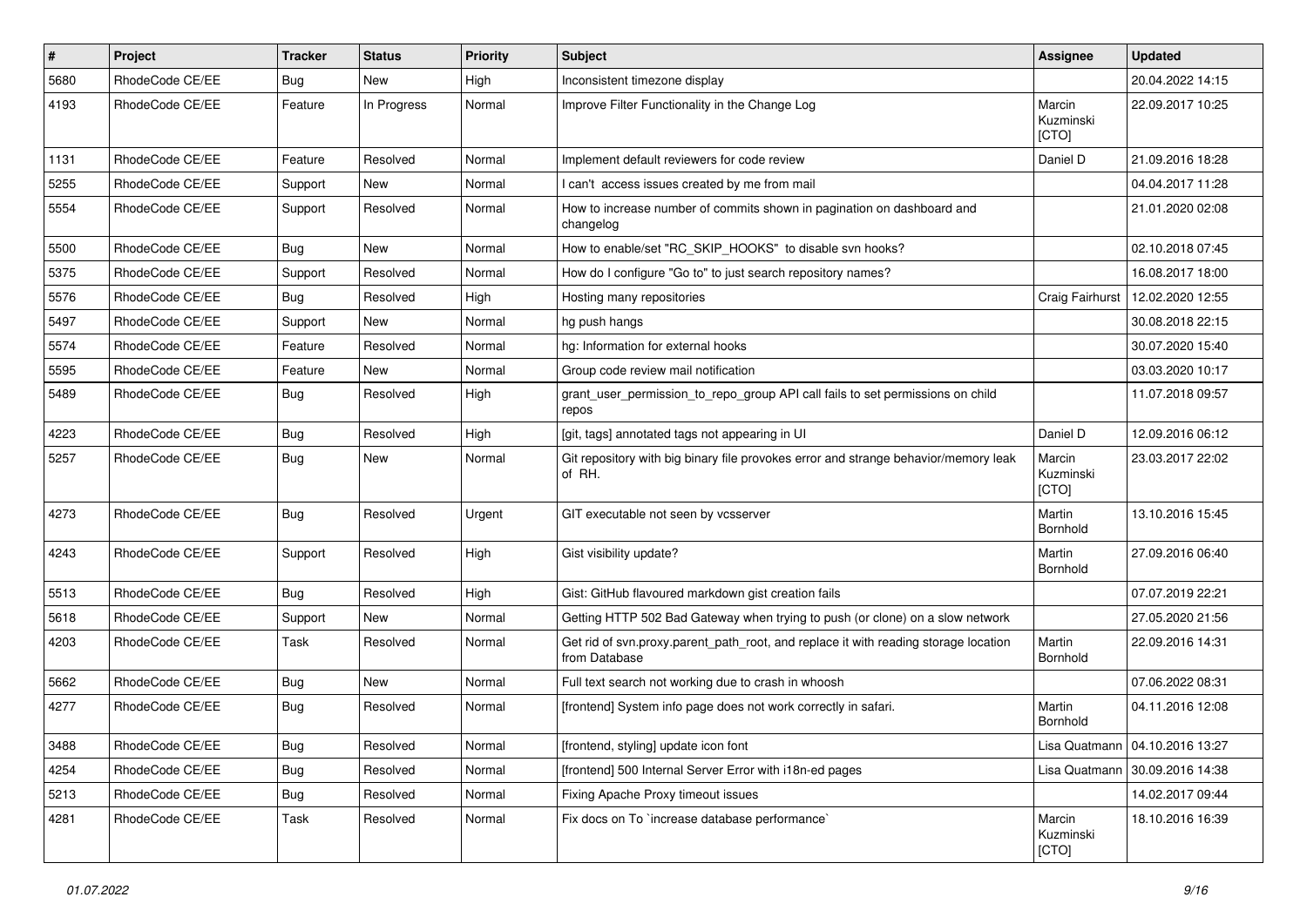| # | Project | Tracker | Status | Priority | Subject | Assignee | Updated |
|---|---|---|---|---|---|---|---|
| 5680 | RhodeCode CE/EE | Bug | New | High | Inconsistent timezone display | | 20.04.2022 14:15 |
| 4193 | RhodeCode CE/EE | Feature | In Progress | Normal | Improve Filter Functionality in the Change Log | Marcin Kuzminski [CTO] | 22.09.2017 10:25 |
| 1131 | RhodeCode CE/EE | Feature | Resolved | Normal | Implement default reviewers for code review | Daniel D | 21.09.2016 18:28 |
| 5255 | RhodeCode CE/EE | Support | New | Normal | I can't access issues created by me from mail | | 04.04.2017 11:28 |
| 5554 | RhodeCode CE/EE | Support | Resolved | Normal | How to increase number of commits shown in pagination on dashboard and changelog | | 21.01.2020 02:08 |
| 5500 | RhodeCode CE/EE | Bug | New | Normal | How to enable/set "RC_SKIP_HOOKS" to disable svn hooks? | | 02.10.2018 07:45 |
| 5375 | RhodeCode CE/EE | Support | Resolved | Normal | How do I configure "Go to" to just search repository names? | | 16.08.2017 18:00 |
| 5576 | RhodeCode CE/EE | Bug | Resolved | High | Hosting many repositories | Craig Fairhurst | 12.02.2020 12:55 |
| 5497 | RhodeCode CE/EE | Support | New | Normal | hg push hangs | | 30.08.2018 22:15 |
| 5574 | RhodeCode CE/EE | Feature | Resolved | Normal | hg: Information for external hooks | | 30.07.2020 15:40 |
| 5595 | RhodeCode CE/EE | Feature | New | Normal | Group code review mail notification | | 03.03.2020 10:17 |
| 5489 | RhodeCode CE/EE | Bug | Resolved | High | grant_user_permission_to_repo_group API call fails to set permissions on child repos | | 11.07.2018 09:57 |
| 4223 | RhodeCode CE/EE | Bug | Resolved | High | [git, tags] annotated tags not appearing in UI | Daniel D | 12.09.2016 06:12 |
| 5257 | RhodeCode CE/EE | Bug | New | Normal | Git repository with big binary file provokes error and strange behavior/memory leak of RH. | Marcin Kuzminski [CTO] | 23.03.2017 22:02 |
| 4273 | RhodeCode CE/EE | Bug | Resolved | Urgent | GIT executable not seen by vcsserver | Martin Bornhold | 13.10.2016 15:45 |
| 4243 | RhodeCode CE/EE | Support | Resolved | High | Gist visibility update? | Martin Bornhold | 27.09.2016 06:40 |
| 5513 | RhodeCode CE/EE | Bug | Resolved | High | Gist: GitHub flavoured markdown gist creation fails | | 07.07.2019 22:21 |
| 5618 | RhodeCode CE/EE | Support | New | Normal | Getting HTTP 502 Bad Gateway when trying to push (or clone) on a slow network | | 27.05.2020 21:56 |
| 4203 | RhodeCode CE/EE | Task | Resolved | Normal | Get rid of svn.proxy.parent_path_root, and replace it with reading storage location from Database | Martin Bornhold | 22.09.2016 14:31 |
| 5662 | RhodeCode CE/EE | Bug | New | Normal | Full text search not working due to crash in whoosh | | 07.06.2022 08:31 |
| 4277 | RhodeCode CE/EE | Bug | Resolved | Normal | [frontend] System info page does not work correctly in safari. | Martin Bornhold | 04.11.2016 12:08 |
| 3488 | RhodeCode CE/EE | Bug | Resolved | Normal | [frontend, styling] update icon font | Lisa Quatmann | 04.10.2016 13:27 |
| 4254 | RhodeCode CE/EE | Bug | Resolved | Normal | [frontend] 500 Internal Server Error with i18n-ed pages | Lisa Quatmann | 30.09.2016 14:38 |
| 5213 | RhodeCode CE/EE | Bug | Resolved | Normal | Fixing Apache Proxy timeout issues | | 14.02.2017 09:44 |
| 4281 | RhodeCode CE/EE | Task | Resolved | Normal | Fix docs on To `increase database performance` | Marcin Kuzminski [CTO] | 18.10.2016 16:39 |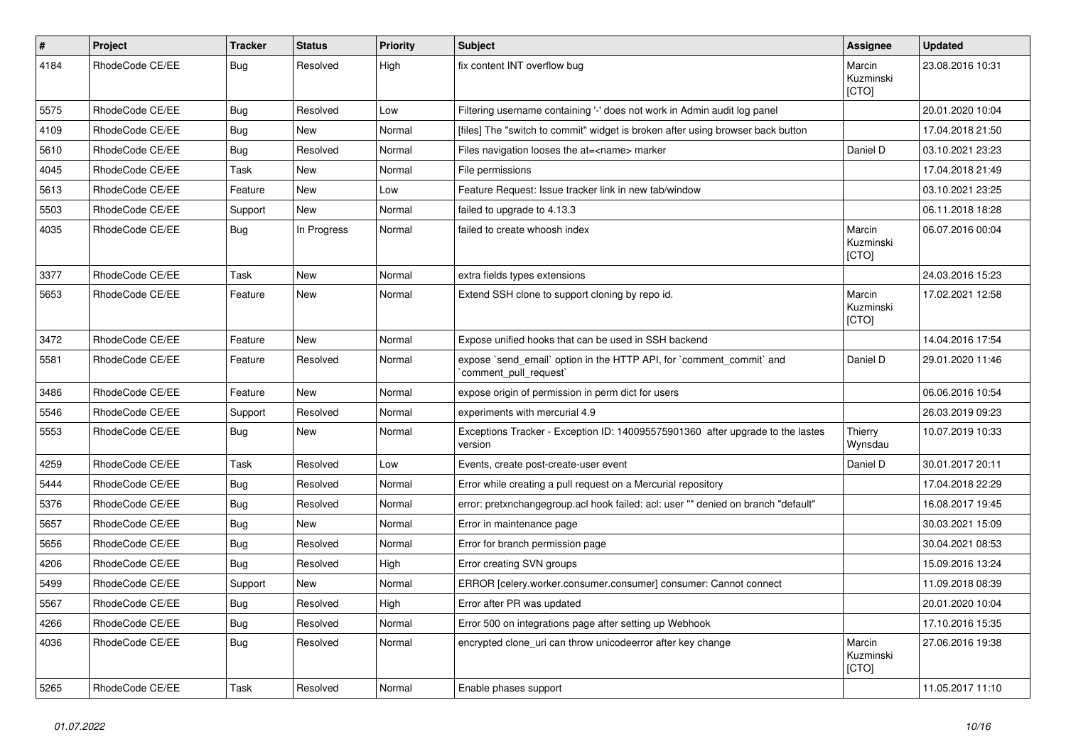| # | Project | Tracker | Status | Priority | Subject | Assignee | Updated |
|---|---|---|---|---|---|---|---|
| 4184 | RhodeCode CE/EE | Bug | Resolved | High | fix content INT overflow bug | Marcin Kuzminski [CTO] | 23.08.2016 10:31 |
| 5575 | RhodeCode CE/EE | Bug | Resolved | Low | Filtering username containing '-' does not work in Admin audit log panel | | 20.01.2020 10:04 |
| 4109 | RhodeCode CE/EE | Bug | New | Normal | [files] The "switch to commit" widget is broken after using browser back button | | 17.04.2018 21:50 |
| 5610 | RhodeCode CE/EE | Bug | Resolved | Normal | Files navigation looses the at=<name> marker | Daniel D | 03.10.2021 23:23 |
| 4045 | RhodeCode CE/EE | Task | New | Normal | File permissions | | 17.04.2018 21:49 |
| 5613 | RhodeCode CE/EE | Feature | New | Low | Feature Request: Issue tracker link in new tab/window | | 03.10.2021 23:25 |
| 5503 | RhodeCode CE/EE | Support | New | Normal | failed to upgrade to 4.13.3 | | 06.11.2018 18:28 |
| 4035 | RhodeCode CE/EE | Bug | In Progress | Normal | failed to create whoosh index | Marcin Kuzminski [CTO] | 06.07.2016 00:04 |
| 3377 | RhodeCode CE/EE | Task | New | Normal | extra fields types extensions | | 24.03.2016 15:23 |
| 5653 | RhodeCode CE/EE | Feature | New | Normal | Extend SSH clone to support cloning by repo id. | Marcin Kuzminski [CTO] | 17.02.2021 12:58 |
| 3472 | RhodeCode CE/EE | Feature | New | Normal | Expose unified hooks that can be used in SSH backend | | 14.04.2016 17:54 |
| 5581 | RhodeCode CE/EE | Feature | Resolved | Normal | expose `send_email` option in the HTTP API, for `comment_commit` and `comment_pull_request` | Daniel D | 29.01.2020 11:46 |
| 3486 | RhodeCode CE/EE | Feature | New | Normal | expose origin of permission in perm dict for users | | 06.06.2016 10:54 |
| 5546 | RhodeCode CE/EE | Support | Resolved | Normal | experiments with mercurial 4.9 | | 26.03.2019 09:23 |
| 5553 | RhodeCode CE/EE | Bug | New | Normal | Exceptions Tracker - Exception ID: 140095575901360 after upgrade to the lastes version | Thierry Wynsdau | 10.07.2019 10:33 |
| 4259 | RhodeCode CE/EE | Task | Resolved | Low | Events, create post-create-user event | Daniel D | 30.01.2017 20:11 |
| 5444 | RhodeCode CE/EE | Bug | Resolved | Normal | Error while creating a pull request on a Mercurial repository | | 17.04.2018 22:29 |
| 5376 | RhodeCode CE/EE | Bug | Resolved | Normal | error: pretxnchangegroup.acl hook failed: acl: user "" denied on branch "default" | | 16.08.2017 19:45 |
| 5657 | RhodeCode CE/EE | Bug | New | Normal | Error in maintenance page | | 30.03.2021 15:09 |
| 5656 | RhodeCode CE/EE | Bug | Resolved | Normal | Error for branch permission page | | 30.04.2021 08:53 |
| 4206 | RhodeCode CE/EE | Bug | Resolved | High | Error creating SVN groups | | 15.09.2016 13:24 |
| 5499 | RhodeCode CE/EE | Support | New | Normal | ERROR [celery.worker.consumer.consumer] consumer: Cannot connect | | 11.09.2018 08:39 |
| 5567 | RhodeCode CE/EE | Bug | Resolved | High | Error after PR was updated | | 20.01.2020 10:04 |
| 4266 | RhodeCode CE/EE | Bug | Resolved | Normal | Error 500 on integrations page after setting up Webhook | | 17.10.2016 15:35 |
| 4036 | RhodeCode CE/EE | Bug | Resolved | Normal | encrypted clone_uri can throw unicodeerror after key change | Marcin Kuzminski [CTO] | 27.06.2016 19:38 |
| 5265 | RhodeCode CE/EE | Task | Resolved | Normal | Enable phases support | | 11.05.2017 11:10 |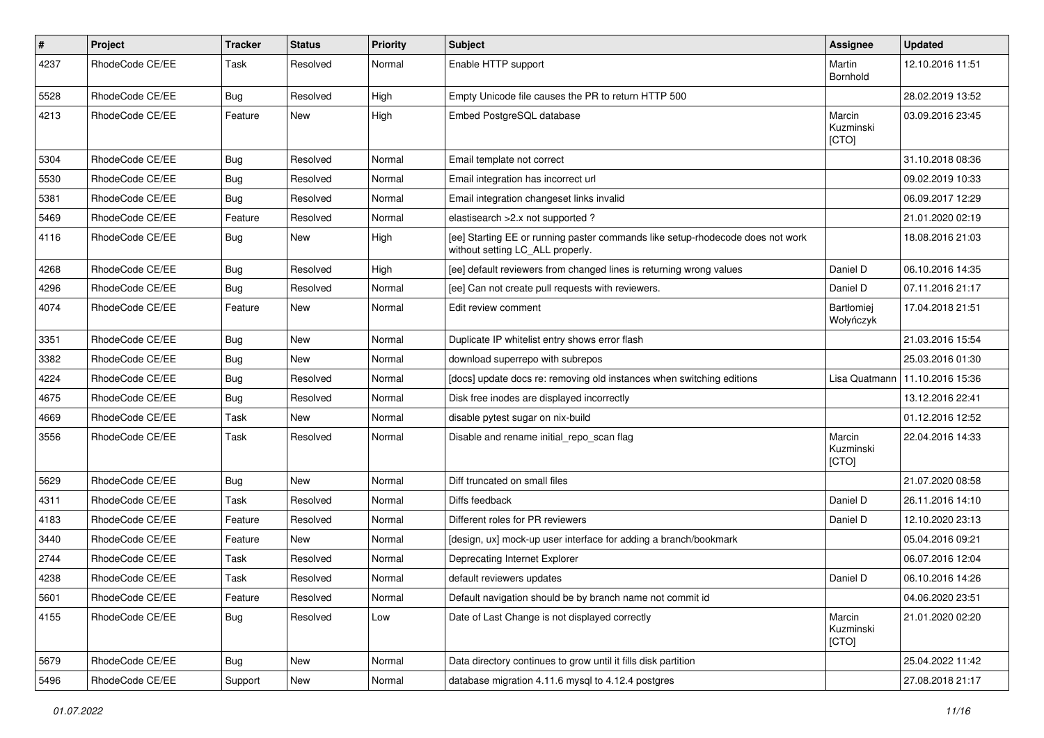| # | Project | Tracker | Status | Priority | Subject | Assignee | Updated |
|---|---|---|---|---|---|---|---|
| 4237 | RhodeCode CE/EE | Task | Resolved | Normal | Enable HTTP support | Martin Bornhold | 12.10.2016 11:51 |
| 5528 | RhodeCode CE/EE | Bug | Resolved | High | Empty Unicode file causes the PR to return HTTP 500 | | 28.02.2019 13:52 |
| 4213 | RhodeCode CE/EE | Feature | New | High | Embed PostgreSQL database | Marcin Kuzminski [CTO] | 03.09.2016 23:45 |
| 5304 | RhodeCode CE/EE | Bug | Resolved | Normal | Email template not correct | | 31.10.2018 08:36 |
| 5530 | RhodeCode CE/EE | Bug | Resolved | Normal | Email integration has incorrect url | | 09.02.2019 10:33 |
| 5381 | RhodeCode CE/EE | Bug | Resolved | Normal | Email integration changeset links invalid | | 06.09.2017 12:29 |
| 5469 | RhodeCode CE/EE | Feature | Resolved | Normal | elastisearch >2.x not supported ? | | 21.01.2020 02:19 |
| 4116 | RhodeCode CE/EE | Bug | New | High | [ee] Starting EE or running paster commands like setup-rhodecode does not work without setting LC_ALL properly. | | 18.08.2016 21:03 |
| 4268 | RhodeCode CE/EE | Bug | Resolved | High | [ee] default reviewers from changed lines is returning wrong values | Daniel D | 06.10.2016 14:35 |
| 4296 | RhodeCode CE/EE | Bug | Resolved | Normal | [ee] Can not create pull requests with reviewers. | Daniel D | 07.11.2016 21:17 |
| 4074 | RhodeCode CE/EE | Feature | New | Normal | Edit review comment | Bartłomiej Wołyńczyk | 17.04.2018 21:51 |
| 3351 | RhodeCode CE/EE | Bug | New | Normal | Duplicate IP whitelist entry shows error flash | | 21.03.2016 15:54 |
| 3382 | RhodeCode CE/EE | Bug | New | Normal | download superrepo with subrepos | | 25.03.2016 01:30 |
| 4224 | RhodeCode CE/EE | Bug | Resolved | Normal | [docs] update docs re: removing old instances when switching editions | Lisa Quatmann | 11.10.2016 15:36 |
| 4675 | RhodeCode CE/EE | Bug | Resolved | Normal | Disk free inodes are displayed incorrectly | | 13.12.2016 22:41 |
| 4669 | RhodeCode CE/EE | Task | New | Normal | disable pytest sugar on nix-build | | 01.12.2016 12:52 |
| 3556 | RhodeCode CE/EE | Task | Resolved | Normal | Disable and rename initial_repo_scan flag | Marcin Kuzminski [CTO] | 22.04.2016 14:33 |
| 5629 | RhodeCode CE/EE | Bug | New | Normal | Diff truncated on small files | | 21.07.2020 08:58 |
| 4311 | RhodeCode CE/EE | Task | Resolved | Normal | Diffs feedback | Daniel D | 26.11.2016 14:10 |
| 4183 | RhodeCode CE/EE | Feature | Resolved | Normal | Different roles for PR reviewers | Daniel D | 12.10.2020 23:13 |
| 3440 | RhodeCode CE/EE | Feature | New | Normal | [design, ux] mock-up user interface for adding a branch/bookmark | | 05.04.2016 09:21 |
| 2744 | RhodeCode CE/EE | Task | Resolved | Normal | Deprecating Internet Explorer | | 06.07.2016 12:04 |
| 4238 | RhodeCode CE/EE | Task | Resolved | Normal | default reviewers updates | Daniel D | 06.10.2016 14:26 |
| 5601 | RhodeCode CE/EE | Feature | Resolved | Normal | Default navigation should be by branch name not commit id | | 04.06.2020 23:51 |
| 4155 | RhodeCode CE/EE | Bug | Resolved | Low | Date of Last Change is not displayed correctly | Marcin Kuzminski [CTO] | 21.01.2020 02:20 |
| 5679 | RhodeCode CE/EE | Bug | New | Normal | Data directory continues to grow until it fills disk partition | | 25.04.2022 11:42 |
| 5496 | RhodeCode CE/EE | Support | New | Normal | database migration 4.11.6 mysql to 4.12.4 postgres | | 27.08.2018 21:17 |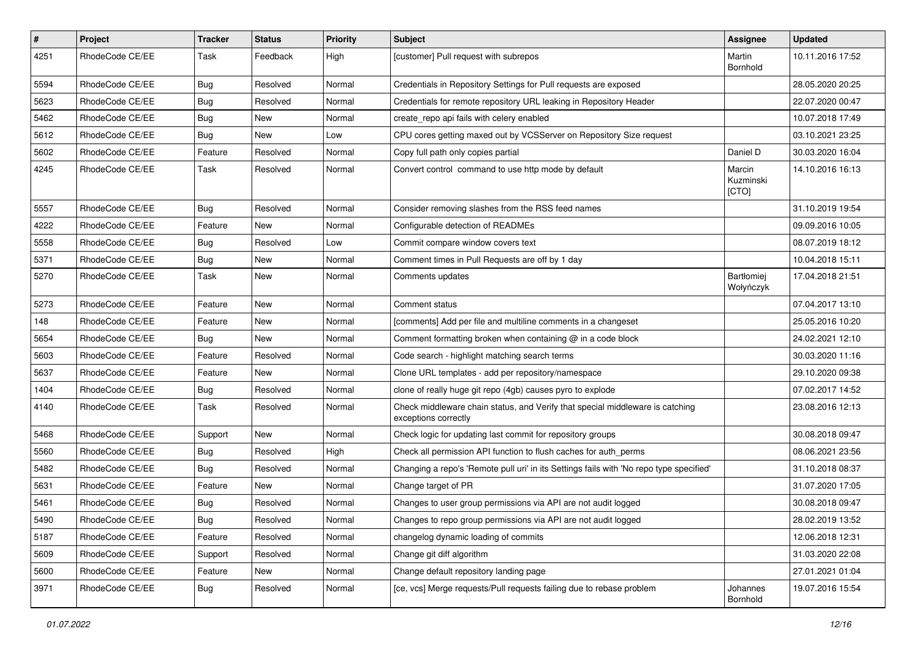| # | Project | Tracker | Status | Priority | Subject | Assignee | Updated |
|---|---|---|---|---|---|---|---|
| 4251 | RhodeCode CE/EE | Task | Feedback | High | [customer] Pull request with subrepos | Martin Bornhold | 10.11.2016 17:52 |
| 5594 | RhodeCode CE/EE | Bug | Resolved | Normal | Credentials in Repository Settings for Pull requests are exposed | | 28.05.2020 20:25 |
| 5623 | RhodeCode CE/EE | Bug | Resolved | Normal | Credentials for remote repository URL leaking in Repository Header | | 22.07.2020 00:47 |
| 5462 | RhodeCode CE/EE | Bug | New | Normal | create_repo api fails with celery enabled | | 10.07.2018 17:49 |
| 5612 | RhodeCode CE/EE | Bug | New | Low | CPU cores getting maxed out by VCSServer on Repository Size request | | 03.10.2021 23:25 |
| 5602 | RhodeCode CE/EE | Feature | Resolved | Normal | Copy full path only copies partial | Daniel D | 30.03.2020 16:04 |
| 4245 | RhodeCode CE/EE | Task | Resolved | Normal | Convert control command to use http mode by default | Marcin Kuzminski [CTO] | 14.10.2016 16:13 |
| 5557 | RhodeCode CE/EE | Bug | Resolved | Normal | Consider removing slashes from the RSS feed names | | 31.10.2019 19:54 |
| 4222 | RhodeCode CE/EE | Feature | New | Normal | Configurable detection of READMEs | | 09.09.2016 10:05 |
| 5558 | RhodeCode CE/EE | Bug | Resolved | Low | Commit compare window covers text | | 08.07.2019 18:12 |
| 5371 | RhodeCode CE/EE | Bug | New | Normal | Comment times in Pull Requests are off by 1 day | | 10.04.2018 15:11 |
| 5270 | RhodeCode CE/EE | Task | New | Normal | Comments updates | Bartłomiej Wołyńczyk | 17.04.2018 21:51 |
| 5273 | RhodeCode CE/EE | Feature | New | Normal | Comment status | | 07.04.2017 13:10 |
| 148 | RhodeCode CE/EE | Feature | New | Normal | [comments] Add per file and multiline comments in a changeset | | 25.05.2016 10:20 |
| 5654 | RhodeCode CE/EE | Bug | New | Normal | Comment formatting broken when containing @ in a code block | | 24.02.2021 12:10 |
| 5603 | RhodeCode CE/EE | Feature | Resolved | Normal | Code search - highlight matching search terms | | 30.03.2020 11:16 |
| 5637 | RhodeCode CE/EE | Feature | New | Normal | Clone URL templates - add per repository/namespace | | 29.10.2020 09:38 |
| 1404 | RhodeCode CE/EE | Bug | Resolved | Normal | clone of really huge git repo (4gb) causes pyro to explode | | 07.02.2017 14:52 |
| 4140 | RhodeCode CE/EE | Task | Resolved | Normal | Check middleware chain status, and Verify that special middleware is catching exceptions correctly | | 23.08.2016 12:13 |
| 5468 | RhodeCode CE/EE | Support | New | Normal | Check logic for updating last commit for repository groups | | 30.08.2018 09:47 |
| 5560 | RhodeCode CE/EE | Bug | Resolved | High | Check all permission API function to flush caches for auth_perms | | 08.06.2021 23:56 |
| 5482 | RhodeCode CE/EE | Bug | Resolved | Normal | Changing a repo's 'Remote pull uri' in its Settings fails with 'No repo type specified' | | 31.10.2018 08:37 |
| 5631 | RhodeCode CE/EE | Feature | New | Normal | Change target of PR | | 31.07.2020 17:05 |
| 5461 | RhodeCode CE/EE | Bug | Resolved | Normal | Changes to user group permissions via API are not audit logged | | 30.08.2018 09:47 |
| 5490 | RhodeCode CE/EE | Bug | Resolved | Normal | Changes to repo group permissions via API are not audit logged | | 28.02.2019 13:52 |
| 5187 | RhodeCode CE/EE | Feature | Resolved | Normal | changelog dynamic loading of commits | | 12.06.2018 12:31 |
| 5609 | RhodeCode CE/EE | Support | Resolved | Normal | Change git diff algorithm | | 31.03.2020 22:08 |
| 5600 | RhodeCode CE/EE | Feature | New | Normal | Change default repository landing page | | 27.01.2021 01:04 |
| 3971 | RhodeCode CE/EE | Bug | Resolved | Normal | [ce, vcs] Merge requests/Pull requests failing due to rebase problem | Johannes Bornhold | 19.07.2016 15:54 |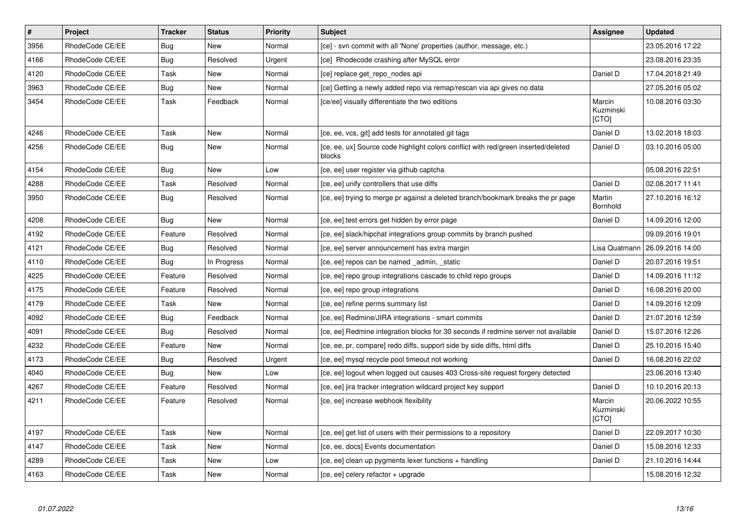| # | Project | Tracker | Status | Priority | Subject | Assignee | Updated |
| --- | --- | --- | --- | --- | --- | --- | --- |
| 3956 | RhodeCode CE/EE | Bug | New | Normal | [ce] - svn commit with all 'None' properties (author, message, etc.) | | 23.05.2016 17:22 |
| 4166 | RhodeCode CE/EE | Bug | Resolved | Urgent | [ce] Rhodecode crashing after MySQL error | | 23.08.2016 23:35 |
| 4120 | RhodeCode CE/EE | Task | New | Normal | [ce] replace get_repo_nodes api | Daniel D | 17.04.2018 21:49 |
| 3963 | RhodeCode CE/EE | Bug | New | Normal | [ce] Getting a newly added repo via remap/rescan via api gives no data | | 27.05.2016 05:02 |
| 3454 | RhodeCode CE/EE | Task | Feedback | Normal | [ce/ee] visually differentiate the two editions | Marcin Kuzminski [CTO] | 10.08.2016 03:30 |
| 4246 | RhodeCode CE/EE | Task | New | Normal | [ce, ee, vcs, git] add tests for annotated git tags | Daniel D | 13.02.2018 18:03 |
| 4256 | RhodeCode CE/EE | Bug | New | Normal | [ce, ee, ux] Source code highlight colors conflict with red/green inserted/deleted blocks | Daniel D | 03.10.2016 05:00 |
| 4154 | RhodeCode CE/EE | Bug | New | Low | [ce, ee] user register via github captcha | | 05.08.2016 22:51 |
| 4288 | RhodeCode CE/EE | Task | Resolved | Normal | [ce, ee] unify controllers that use diffs | Daniel D | 02.08.2017 11:41 |
| 3950 | RhodeCode CE/EE | Bug | Resolved | Normal | [ce, ee] trying to merge pr against a deleted branch/bookmark breaks the pr page | Martin Bornhold | 27.10.2016 16:12 |
| 4208 | RhodeCode CE/EE | Bug | New | Normal | [ce, ee] test errors get hidden by error page | Daniel D | 14.09.2016 12:00 |
| 4192 | RhodeCode CE/EE | Feature | Resolved | Normal | [ce, ee] slack/hipchat integrations group commits by branch pushed | | 09.09.2016 19:01 |
| 4121 | RhodeCode CE/EE | Bug | Resolved | Normal | [ce, ee] server announcement has extra margin | Lisa Quatmann | 26.09.2016 14:00 |
| 4110 | RhodeCode CE/EE | Bug | In Progress | Normal | [ce, ee] repos can be named _admin, _static | Daniel D | 20.07.2016 19:51 |
| 4225 | RhodeCode CE/EE | Feature | Resolved | Normal | [ce, ee] repo group integrations cascade to child repo groups | Daniel D | 14.09.2016 11:12 |
| 4175 | RhodeCode CE/EE | Feature | Resolved | Normal | [ce, ee] repo group integrations | Daniel D | 16.08.2016 20:00 |
| 4179 | RhodeCode CE/EE | Task | New | Normal | [ce, ee] refine perms summary list | Daniel D | 14.09.2016 12:09 |
| 4092 | RhodeCode CE/EE | Bug | Feedback | Normal | [ce, ee] Redmine/JIRA integrations - smart commits | Daniel D | 21.07.2016 12:59 |
| 4091 | RhodeCode CE/EE | Bug | Resolved | Normal | [ce, ee] Redmine integration blocks for 30 seconds if redmine server not available | Daniel D | 15.07.2016 12:26 |
| 4232 | RhodeCode CE/EE | Feature | New | Normal | [ce, ee, pr, compare] redo diffs, support side by side diffs, html diffs | Daniel D | 25.10.2016 15:40 |
| 4173 | RhodeCode CE/EE | Bug | Resolved | Urgent | [ce, ee] mysql recycle pool timeout not working | Daniel D | 16.08.2016 22:02 |
| 4040 | RhodeCode CE/EE | Bug | New | Low | [ce, ee] logout when logged out causes 403 Cross-site request forgery detected | | 23.06.2016 13:40 |
| 4267 | RhodeCode CE/EE | Feature | Resolved | Normal | [ce, ee] jira tracker integration wildcard project key support | Daniel D | 10.10.2016 20:13 |
| 4211 | RhodeCode CE/EE | Feature | Resolved | Normal | [ce, ee] increase webhook flexibility | Marcin Kuzminski [CTO] | 20.06.2022 10:55 |
| 4197 | RhodeCode CE/EE | Task | New | Normal | [ce, ee] get list of users with their permissions to a repository | Daniel D | 22.09.2017 10:30 |
| 4147 | RhodeCode CE/EE | Task | New | Normal | [ce, ee, docs] Events documentation | Daniel D | 15.08.2016 12:33 |
| 4289 | RhodeCode CE/EE | Task | New | Low | [ce, ee] clean up pygments lexer functions + handling | Daniel D | 21.10.2016 14:44 |
| 4163 | RhodeCode CE/EE | Task | New | Normal | [ce, ee] celery refactor + upgrade | | 15.08.2016 12:32 |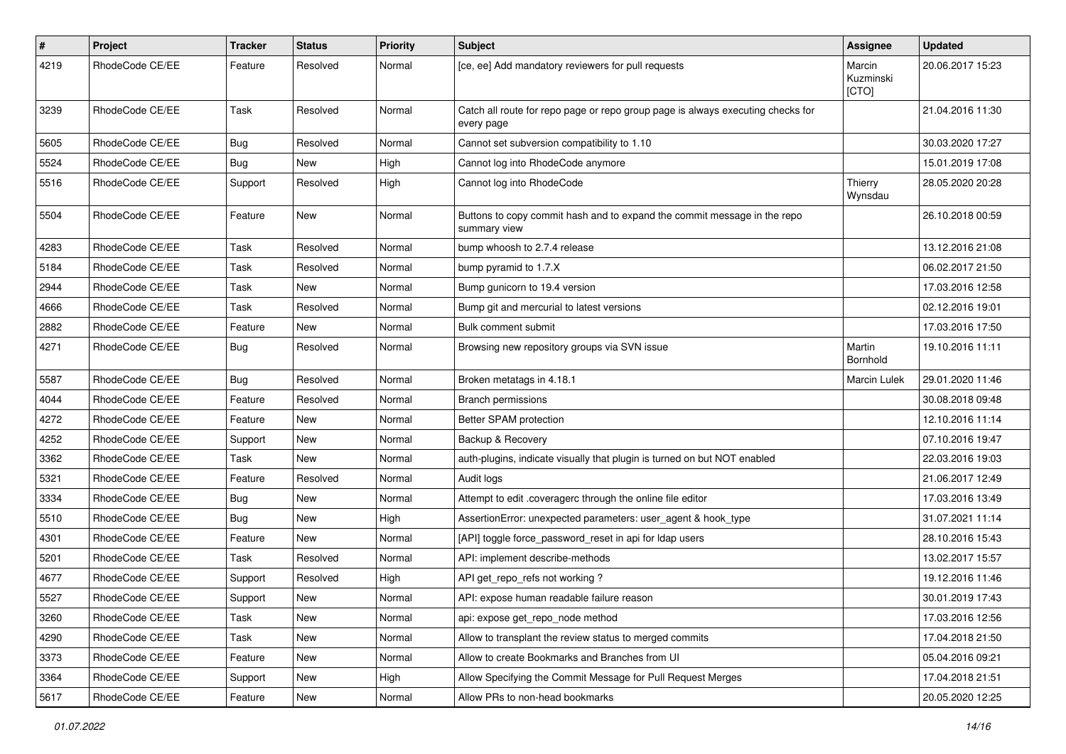| # | Project | Tracker | Status | Priority | Subject | Assignee | Updated |
|---|---|---|---|---|---|---|---|
| 4219 | RhodeCode CE/EE | Feature | Resolved | Normal | [ce, ee] Add mandatory reviewers for pull requests | Marcin Kuzminski [CTO] | 20.06.2017 15:23 |
| 3239 | RhodeCode CE/EE | Task | Resolved | Normal | Catch all route for repo page or repo group page is always executing checks for every page | | 21.04.2016 11:30 |
| 5605 | RhodeCode CE/EE | Bug | Resolved | Normal | Cannot set subversion compatibility to 1.10 | | 30.03.2020 17:27 |
| 5524 | RhodeCode CE/EE | Bug | New | High | Cannot log into RhodeCode anymore | | 15.01.2019 17:08 |
| 5516 | RhodeCode CE/EE | Support | Resolved | High | Cannot log into RhodeCode | Thierry Wynsdau | 28.05.2020 20:28 |
| 5504 | RhodeCode CE/EE | Feature | New | Normal | Buttons to copy commit hash and to expand the commit message in the repo summary view | | 26.10.2018 00:59 |
| 4283 | RhodeCode CE/EE | Task | Resolved | Normal | bump whoosh to 2.7.4 release | | 13.12.2016 21:08 |
| 5184 | RhodeCode CE/EE | Task | Resolved | Normal | bump pyramid to 1.7.X | | 06.02.2017 21:50 |
| 2944 | RhodeCode CE/EE | Task | New | Normal | Bump gunicorn to 19.4 version | | 17.03.2016 12:58 |
| 4666 | RhodeCode CE/EE | Task | Resolved | Normal | Bump git and mercurial to latest versions | | 02.12.2016 19:01 |
| 2882 | RhodeCode CE/EE | Feature | New | Normal | Bulk comment submit | | 17.03.2016 17:50 |
| 4271 | RhodeCode CE/EE | Bug | Resolved | Normal | Browsing new repository groups via SVN issue | Martin Bornhold | 19.10.2016 11:11 |
| 5587 | RhodeCode CE/EE | Bug | Resolved | Normal | Broken metatags in 4.18.1 | Marcin Lulek | 29.01.2020 11:46 |
| 4044 | RhodeCode CE/EE | Feature | Resolved | Normal | Branch permissions | | 30.08.2018 09:48 |
| 4272 | RhodeCode CE/EE | Feature | New | Normal | Better SPAM protection | | 12.10.2016 11:14 |
| 4252 | RhodeCode CE/EE | Support | New | Normal | Backup & Recovery | | 07.10.2016 19:47 |
| 3362 | RhodeCode CE/EE | Task | New | Normal | auth-plugins, indicate visually that plugin is turned on but NOT enabled | | 22.03.2016 19:03 |
| 5321 | RhodeCode CE/EE | Feature | Resolved | Normal | Audit logs | | 21.06.2017 12:49 |
| 3334 | RhodeCode CE/EE | Bug | New | Normal | Attempt to edit .coveragerc through the online file editor | | 17.03.2016 13:49 |
| 5510 | RhodeCode CE/EE | Bug | New | High | AssertionError: unexpected parameters: user_agent & hook_type | | 31.07.2021 11:14 |
| 4301 | RhodeCode CE/EE | Feature | New | Normal | [API] toggle force_password_reset in api for ldap users | | 28.10.2016 15:43 |
| 5201 | RhodeCode CE/EE | Task | Resolved | Normal | API: implement describe-methods | | 13.02.2017 15:57 |
| 4677 | RhodeCode CE/EE | Support | Resolved | High | API get_repo_refs not working ? | | 19.12.2016 11:46 |
| 5527 | RhodeCode CE/EE | Support | New | Normal | API: expose human readable failure reason | | 30.01.2019 17:43 |
| 3260 | RhodeCode CE/EE | Task | New | Normal | api: expose get_repo_node method | | 17.03.2016 12:56 |
| 4290 | RhodeCode CE/EE | Task | New | Normal | Allow to transplant the review status to merged commits | | 17.04.2018 21:50 |
| 3373 | RhodeCode CE/EE | Feature | New | Normal | Allow to create Bookmarks and Branches from UI | | 05.04.2016 09:21 |
| 3364 | RhodeCode CE/EE | Support | New | High | Allow Specifying the Commit Message for Pull Request Merges | | 17.04.2018 21:51 |
| 5617 | RhodeCode CE/EE | Feature | New | Normal | Allow PRs to non-head bookmarks | | 20.05.2020 12:25 |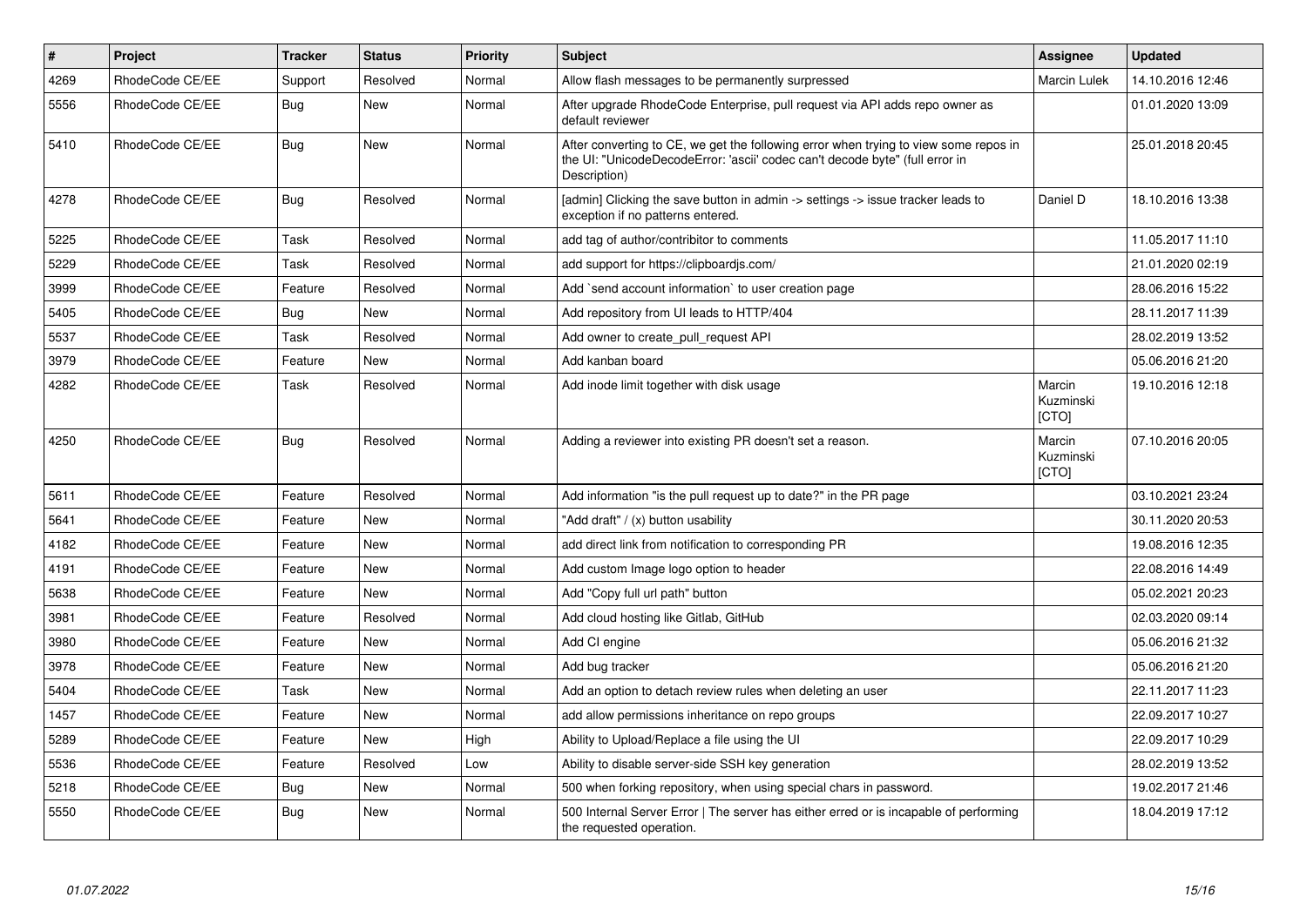| # | Project | Tracker | Status | Priority | Subject | Assignee | Updated |
| --- | --- | --- | --- | --- | --- | --- | --- |
| 4269 | RhodeCode CE/EE | Support | Resolved | Normal | Allow flash messages to be permanently surpressed | Marcin Lulek | 14.10.2016 12:46 |
| 5556 | RhodeCode CE/EE | Bug | New | Normal | After upgrade RhodeCode Enterprise, pull request via API adds repo owner as default reviewer | | 01.01.2020 13:09 |
| 5410 | RhodeCode CE/EE | Bug | New | Normal | After converting to CE, we get the following error when trying to view some repos in the UI: "UnicodeDecodeError: 'ascii' codec can't decode byte" (full error in Description) | | 25.01.2018 20:45 |
| 4278 | RhodeCode CE/EE | Bug | Resolved | Normal | [admin] Clicking the save button in admin -> settings -> issue tracker leads to exception if no patterns entered. | Daniel D | 18.10.2016 13:38 |
| 5225 | RhodeCode CE/EE | Task | Resolved | Normal | add tag of author/contribitor to comments | | 11.05.2017 11:10 |
| 5229 | RhodeCode CE/EE | Task | Resolved | Normal | add support for https://clipboardjs.com/ | | 21.01.2020 02:19 |
| 3999 | RhodeCode CE/EE | Feature | Resolved | Normal | Add `send account information` to user creation page | | 28.06.2016 15:22 |
| 5405 | RhodeCode CE/EE | Bug | New | Normal | Add repository from UI leads to HTTP/404 | | 28.11.2017 11:39 |
| 5537 | RhodeCode CE/EE | Task | Resolved | Normal | Add owner to create_pull_request API | | 28.02.2019 13:52 |
| 3979 | RhodeCode CE/EE | Feature | New | Normal | Add kanban board | | 05.06.2016 21:20 |
| 4282 | RhodeCode CE/EE | Task | Resolved | Normal | Add inode limit together with disk usage | Marcin Kuzminski [CTO] | 19.10.2016 12:18 |
| 4250 | RhodeCode CE/EE | Bug | Resolved | Normal | Adding a reviewer into existing PR doesn't set a reason. | Marcin Kuzminski [CTO] | 07.10.2016 20:05 |
| 5611 | RhodeCode CE/EE | Feature | Resolved | Normal | Add information "is the pull request up to date?" in the PR page | | 03.10.2021 23:24 |
| 5641 | RhodeCode CE/EE | Feature | New | Normal | "Add draft" / (x) button usability | | 30.11.2020 20:53 |
| 4182 | RhodeCode CE/EE | Feature | New | Normal | add direct link from notification to corresponding PR | | 19.08.2016 12:35 |
| 4191 | RhodeCode CE/EE | Feature | New | Normal | Add custom Image logo option to header | | 22.08.2016 14:49 |
| 5638 | RhodeCode CE/EE | Feature | New | Normal | Add "Copy full url path" button | | 05.02.2021 20:23 |
| 3981 | RhodeCode CE/EE | Feature | Resolved | Normal | Add cloud hosting like Gitlab, GitHub | | 02.03.2020 09:14 |
| 3980 | RhodeCode CE/EE | Feature | New | Normal | Add CI engine | | 05.06.2016 21:32 |
| 3978 | RhodeCode CE/EE | Feature | New | Normal | Add bug tracker | | 05.06.2016 21:20 |
| 5404 | RhodeCode CE/EE | Task | New | Normal | Add an option to detach review rules when deleting an user | | 22.11.2017 11:23 |
| 1457 | RhodeCode CE/EE | Feature | New | Normal | add allow permissions inheritance on repo groups | | 22.09.2017 10:27 |
| 5289 | RhodeCode CE/EE | Feature | New | High | Ability to Upload/Replace a file using the UI | | 22.09.2017 10:29 |
| 5536 | RhodeCode CE/EE | Feature | Resolved | Low | Ability to disable server-side SSH key generation | | 28.02.2019 13:52 |
| 5218 | RhodeCode CE/EE | Bug | New | Normal | 500 when forking repository, when using special chars in password. | | 19.02.2017 21:46 |
| 5550 | RhodeCode CE/EE | Bug | New | Normal | 500 Internal Server Error \| The server has either erred or is incapable of performing the requested operation. | | 18.04.2019 17:12 |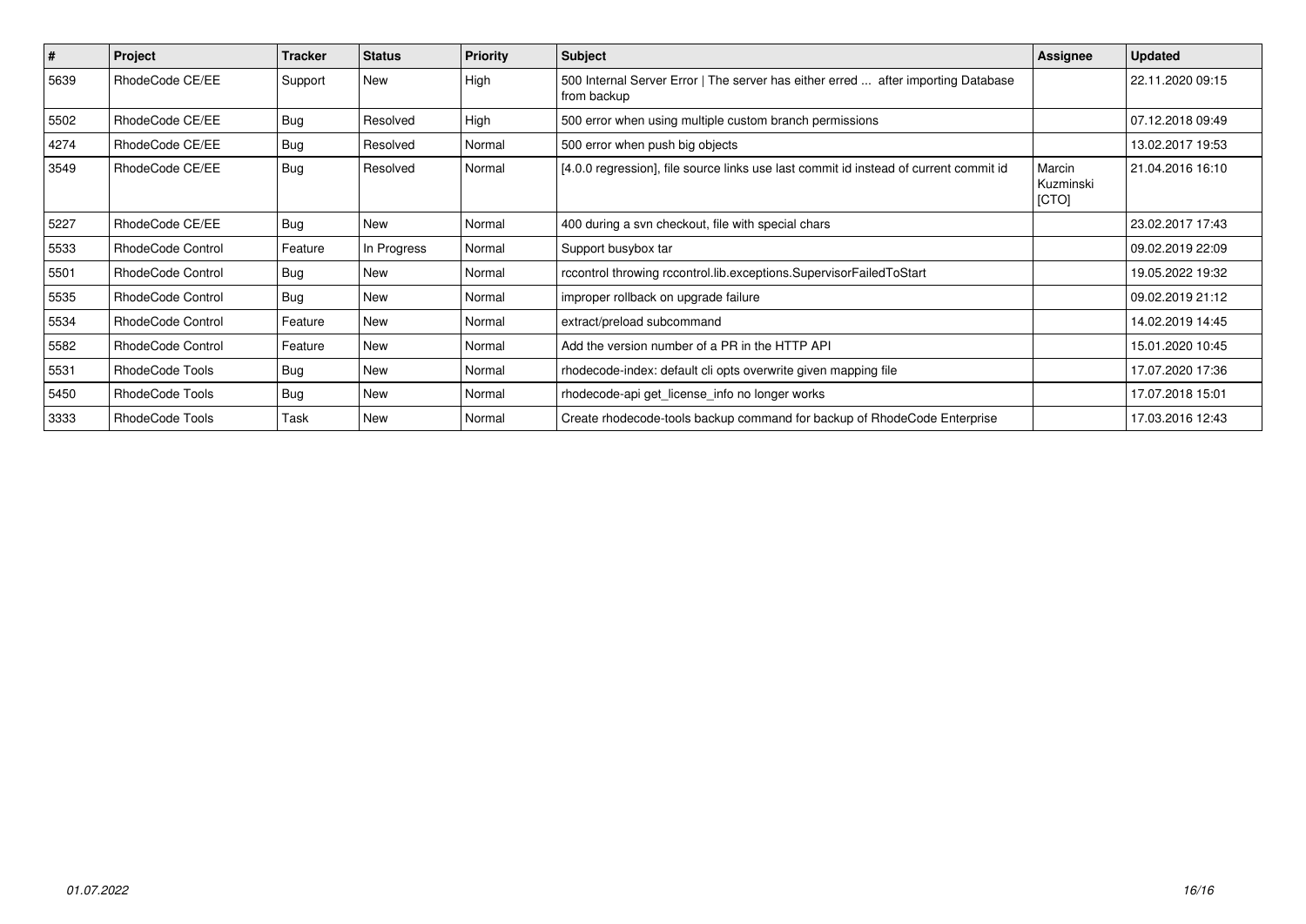| # | Project | Tracker | Status | Priority | Subject | Assignee | Updated |
|---|---|---|---|---|---|---|---|
| 5639 | RhodeCode CE/EE | Support | New | High | 500 Internal Server Error \| The server has either erred ... after importing Database from backup | | 22.11.2020 09:15 |
| 5502 | RhodeCode CE/EE | Bug | Resolved | High | 500 error when using multiple custom branch permissions | | 07.12.2018 09:49 |
| 4274 | RhodeCode CE/EE | Bug | Resolved | Normal | 500 error when push big objects | | 13.02.2017 19:53 |
| 3549 | RhodeCode CE/EE | Bug | Resolved | Normal | [4.0.0 regression], file source links use last commit id instead of current commit id | Marcin Kuzminski [CTO] | 21.04.2016 16:10 |
| 5227 | RhodeCode CE/EE | Bug | New | Normal | 400 during a svn checkout, file with special chars | | 23.02.2017 17:43 |
| 5533 | RhodeCode Control | Feature | In Progress | Normal | Support busybox tar | | 09.02.2019 22:09 |
| 5501 | RhodeCode Control | Bug | New | Normal | rccontrol throwing rccontrol.lib.exceptions.SupervisorFailedToStart | | 19.05.2022 19:32 |
| 5535 | RhodeCode Control | Bug | New | Normal | improper rollback on upgrade failure | | 09.02.2019 21:12 |
| 5534 | RhodeCode Control | Feature | New | Normal | extract/preload subcommand | | 14.02.2019 14:45 |
| 5582 | RhodeCode Control | Feature | New | Normal | Add the version number of a PR in the HTTP API | | 15.01.2020 10:45 |
| 5531 | RhodeCode Tools | Bug | New | Normal | rhodecode-index: default cli opts overwrite given mapping file | | 17.07.2020 17:36 |
| 5450 | RhodeCode Tools | Bug | New | Normal | rhodecode-api get_license_info no longer works | | 17.07.2018 15:01 |
| 3333 | RhodeCode Tools | Task | New | Normal | Create rhodecode-tools backup command for backup of RhodeCode Enterprise | | 17.03.2016 12:43 |